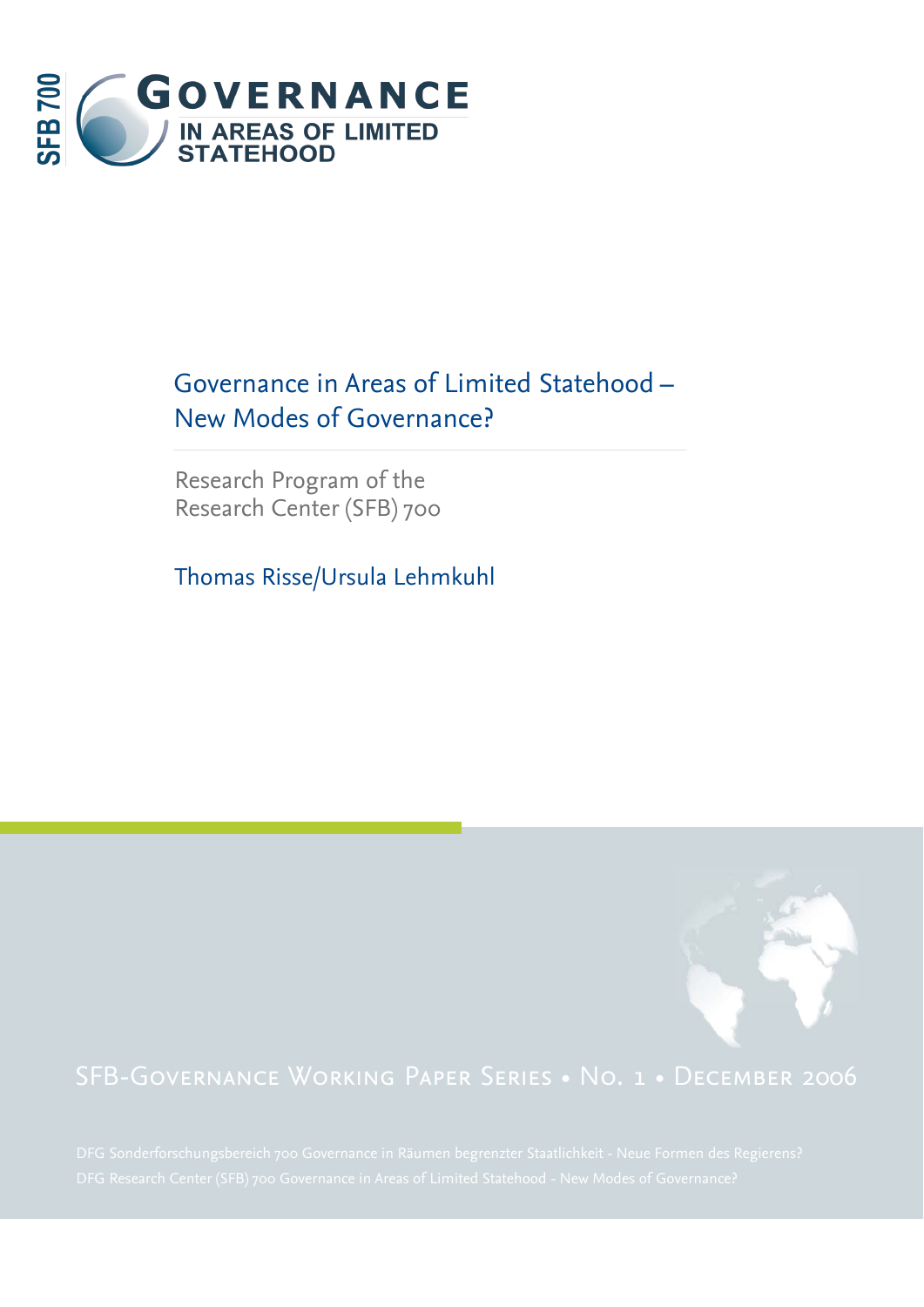SFB 700

# Governance in Areas of Limited Statehood

Governance in Areas of Limited Statehood – New Modes of Governance?

Research Program of the Research Center (SFB) 700

Thomas Risse/Ursula Lehmkuhl

SFB-Governance Working Paper Series • No. 1 • December 2006

DFG Sonderforschungsbereich 700 Governance in Räumen begrenzter Staatlichkeit - Neue Formen des Regierens?

DFG Research Center (SFB) 700 Governance in Areas of Limited Statehood - New Modes of Governance?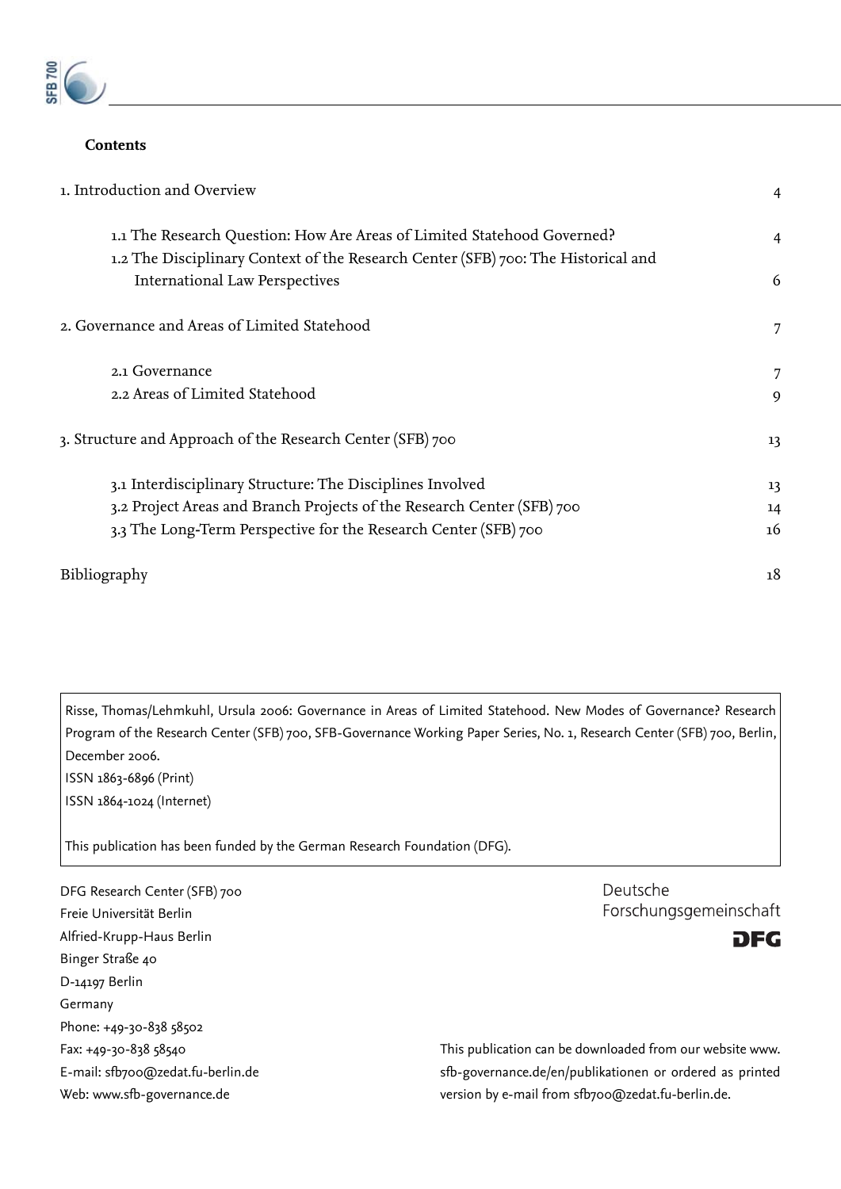**Contents**

| | |
|---|---|
| 1. Introduction and Overview | 4 |
| 1.1 The Research Question: How Are Areas of Limited Statehood Governed? | 4 |
| 1.2 The Disciplinary Context of the Research Center (SFB) 700: The Historical and International Law Perspectives | 6 |
| 2. Governance and Areas of Limited Statehood | 7 |
| 2.1 Governance | 7 |
| 2.2 Areas of Limited Statehood | 9 |
| 3. Structure and Approach of the Research Center (SFB) 700 | 13 |
| 3.1 Interdisciplinary Structure: The Disciplines Involved | 13 |
| 3.2 Project Areas and Branch Projects of the Research Center (SFB) 700 | 14 |
| 3.3 The Long-Term Perspective for the Research Center (SFB) 700 | 16 |
| Bibliography | 18 |

Risse, Thomas/Lehmkuhl, Ursula 2006: Governance in Areas of Limited Statehood. New Modes of Governance? Research Program of the Research Center (SFB) 700, SFB-Governance Working Paper Series, No. 1, Research Center (SFB) 700, Berlin, December 2006.
ISSN 1863-6896 (Print)
ISSN 1864-1024 (Internet)

This publication has been funded by the German Research Foundation (DFG).

DFG Research Center (SFB) 700
Freie Universität Berlin
Alfried-Krupp-Haus Berlin
Binger Straße 40
D-14197 Berlin
Germany
Phone: +49-30-838 58502
Fax: +49-30-838 58540
E-mail: sfb700@zedat.fu-berlin.de
Web: www.sfb-governance.de

Deutsche Forschungsgemeinschaft
DFG

This publication can be downloaded from our website www.sfb-governance.de/en/publikationen or ordered as printed version by e-mail from sfb700@zedat.fu-berlin.de.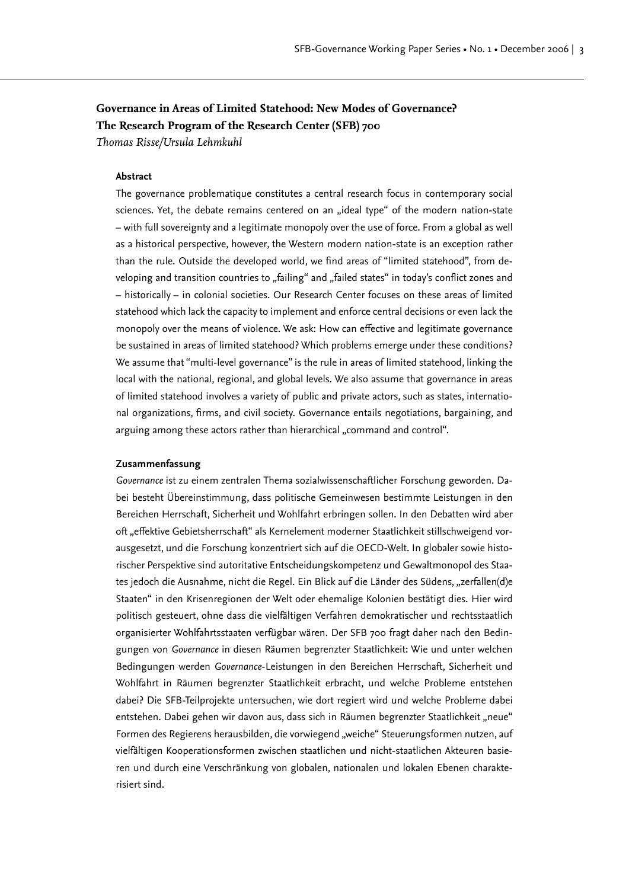# Governance in Areas of Limited Statehood: New Modes of Governance?
# The Research Program of the Research Center (SFB) 700

*Thomas Risse/Ursula Lehmkuhl*

### Abstract

The governance problematique constitutes a central research focus in contemporary social sciences. Yet, the debate remains centered on an „ideal type" of the modern nation-state – with full sovereignty and a legitimate monopoly over the use of force. From a global as well as a historical perspective, however, the Western modern nation-state is an exception rather than the rule. Outside the developed world, we find areas of "limited statehood", from developing and transition countries to „failing" and „failed states" in today's conflict zones and – historically – in colonial societies. Our Research Center focuses on these areas of limited statehood which lack the capacity to implement and enforce central decisions or even lack the monopoly over the means of violence. We ask: How can effective and legitimate governance be sustained in areas of limited statehood? Which problems emerge under these conditions? We assume that "multi-level governance" is the rule in areas of limited statehood, linking the local with the national, regional, and global levels. We also assume that governance in areas of limited statehood involves a variety of public and private actors, such as states, international organizations, firms, and civil society. Governance entails negotiations, bargaining, and arguing among these actors rather than hierarchical „command and control".

### Zusammenfassung

*Governance* ist zu einem zentralen Thema sozialwissenschaftlicher Forschung geworden. Dabei besteht Übereinstimmung, dass politische Gemeinwesen bestimmte Leistungen in den Bereichen Herrschaft, Sicherheit und Wohlfahrt erbringen sollen. In den Debatten wird aber oft „effektive Gebietsherrschaft" als Kernelement moderner Staatlichkeit stillschweigend vorausgesetzt, und die Forschung konzentriert sich auf die OECD-Welt. In globaler sowie historischer Perspektive sind autoritative Entscheidungskompetenz und Gewaltmonopol des Staates jedoch die Ausnahme, nicht die Regel. Ein Blick auf die Länder des Südens, „zerfallen(d)e Staaten" in den Krisenregionen der Welt oder ehemalige Kolonien bestätigt dies. Hier wird politisch gesteuert, ohne dass die vielfältigen Verfahren demokratischer und rechtsstaatlich organisierter Wohlfahrtsstaaten verfügbar wären. Der SFB 700 fragt daher nach den Bedingungen von *Governance* in diesen Räumen begrenzter Staatlichkeit: Wie und unter welchen Bedingungen werden *Governance*-Leistungen in den Bereichen Herrschaft, Sicherheit und Wohlfahrt in Räumen begrenzter Staatlichkeit erbracht, und welche Probleme entstehen dabei? Die SFB-Teilprojekte untersuchen, wie dort regiert wird und welche Probleme dabei entstehen. Dabei gehen wir davon aus, dass sich in Räumen begrenzter Staatlichkeit „neue" Formen des Regierens herausbilden, die vorwiegend „weiche" Steuerungsformen nutzen, auf vielfältigen Kooperationsformen zwischen staatlichen und nicht-staatlichen Akteuren basieren und durch eine Verschränkung von globalen, nationalen und lokalen Ebenen charakterisiert sind.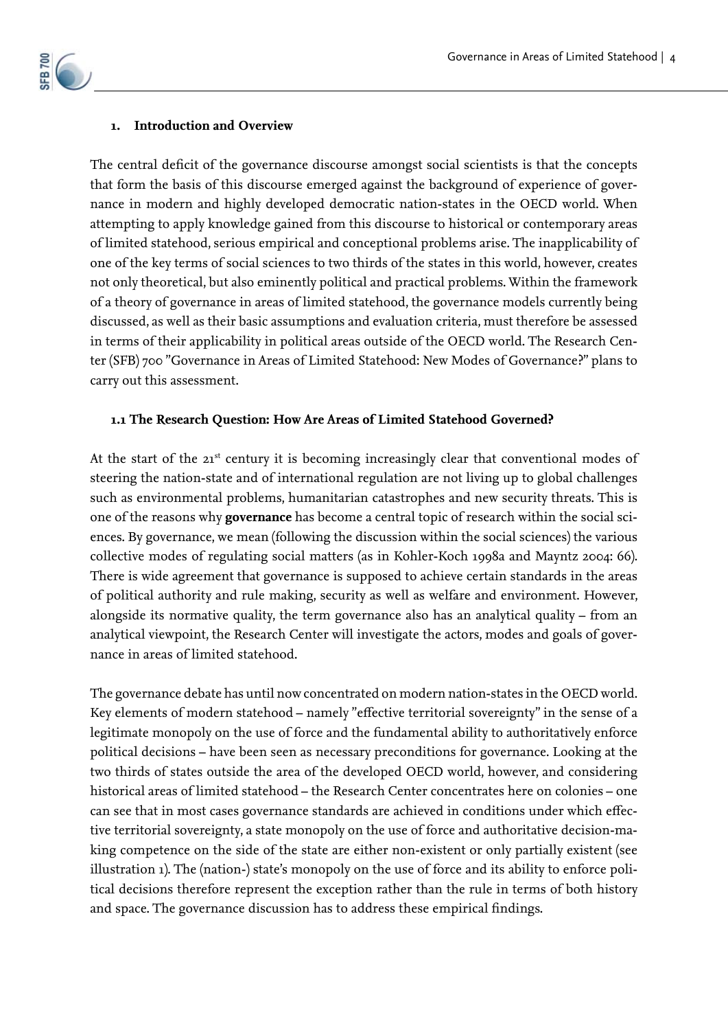## 1. Introduction and Overview

The central deficit of the governance discourse amongst social scientists is that the concepts that form the basis of this discourse emerged against the background of experience of governance in modern and highly developed democratic nation-states in the OECD world. When attempting to apply knowledge gained from this discourse to historical or contemporary areas of limited statehood, serious empirical and conceptional problems arise. The inapplicability of one of the key terms of social sciences to two thirds of the states in this world, however, creates not only theoretical, but also eminently political and practical problems. Within the framework of a theory of governance in areas of limited statehood, the governance models currently being discussed, as well as their basic assumptions and evaluation criteria, must therefore be assessed in terms of their applicability in political areas outside of the OECD world. The Research Center (SFB) 700 "Governance in Areas of Limited Statehood: New Modes of Governance?" plans to carry out this assessment.

### 1.1 The Research Question: How Are Areas of Limited Statehood Governed?

At the start of the 21[st] century it is becoming increasingly clear that conventional modes of steering the nation-state and of international regulation are not living up to global challenges such as environmental problems, humanitarian catastrophes and new security threats. This is one of the reasons why **governance** has become a central topic of research within the social sciences. By governance, we mean (following the discussion within the social sciences) the various collective modes of regulating social matters (as in Kohler-Koch 1998a and Mayntz 2004: 66). There is wide agreement that governance is supposed to achieve certain standards in the areas of political authority and rule making, security as well as welfare and environment. However, alongside its normative quality, the term governance also has an analytical quality – from an analytical viewpoint, the Research Center will investigate the actors, modes and goals of governance in areas of limited statehood.

The governance debate has until now concentrated on modern nation-states in the OECD world. Key elements of modern statehood – namely "effective territorial sovereignty" in the sense of a legitimate monopoly on the use of force and the fundamental ability to authoritatively enforce political decisions – have been seen as necessary preconditions for governance. Looking at the two thirds of states outside the area of the developed OECD world, however, and considering historical areas of limited statehood – the Research Center concentrates here on colonies – one can see that in most cases governance standards are achieved in conditions under which effective territorial sovereignty, a state monopoly on the use of force and authoritative decision-making competence on the side of the state are either non-existent or only partially existent (see illustration 1). The (nation-) state's monopoly on the use of force and its ability to enforce political decisions therefore represent the exception rather than the rule in terms of both history and space. The governance discussion has to address these empirical findings.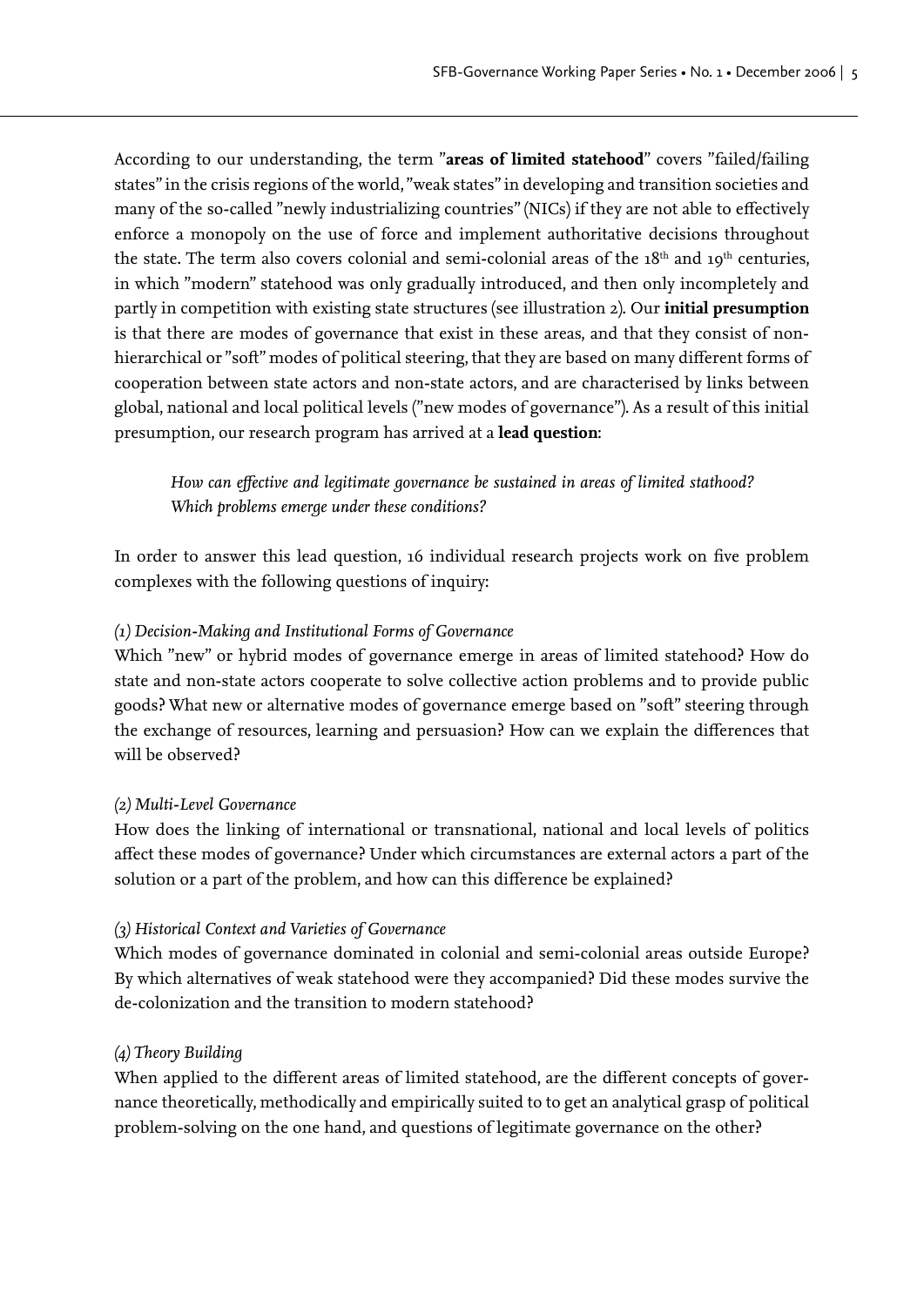According to our understanding, the term "**areas of limited statehood**" covers "failed/failing states" in the crisis regions of the world, "weak states" in developing and transition societies and many of the so-called "newly industrializing countries" (NICs) if they are not able to effectively enforce a monopoly on the use of force and implement authoritative decisions throughout the state. The term also covers colonial and semi-colonial areas of the 18th and 19th centuries, in which "modern" statehood was only gradually introduced, and then only incompletely and partly in competition with existing state structures (see illustration 2). Our **initial presumption** is that there are modes of governance that exist in these areas, and that they consist of non-hierarchical or "soft" modes of political steering, that they are based on many different forms of cooperation between state actors and non-state actors, and are characterised by links between global, national and local political levels ("new modes of governance"). As a result of this initial presumption, our research program has arrived at a **lead question**:

> *How can effective and legitimate governance be sustained in areas of limited stathood? Which problems emerge under these conditions?*

In order to answer this lead question, 16 individual research projects work on five problem complexes with the following questions of inquiry:

*(1) Decision-Making and Institutional Forms of Governance*
Which "new" or hybrid modes of governance emerge in areas of limited statehood? How do state and non-state actors cooperate to solve collective action problems and to provide public goods? What new or alternative modes of governance emerge based on "soft" steering through the exchange of resources, learning and persuasion? How can we explain the differences that will be observed?

*(2) Multi-Level Governance*
How does the linking of international or transnational, national and local levels of politics affect these modes of governance? Under which circumstances are external actors a part of the solution or a part of the problem, and how can this difference be explained?

*(3) Historical Context and Varieties of Governance*
Which modes of governance dominated in colonial and semi-colonial areas outside Europe? By which alternatives of weak statehood were they accompanied? Did these modes survive the de-colonization and the transition to modern statehood?

*(4) Theory Building*
When applied to the different areas of limited statehood, are the different concepts of governance theoretically, methodically and empirically suited to to get an analytical grasp of political problem-solving on the one hand, and questions of legitimate governance on the other?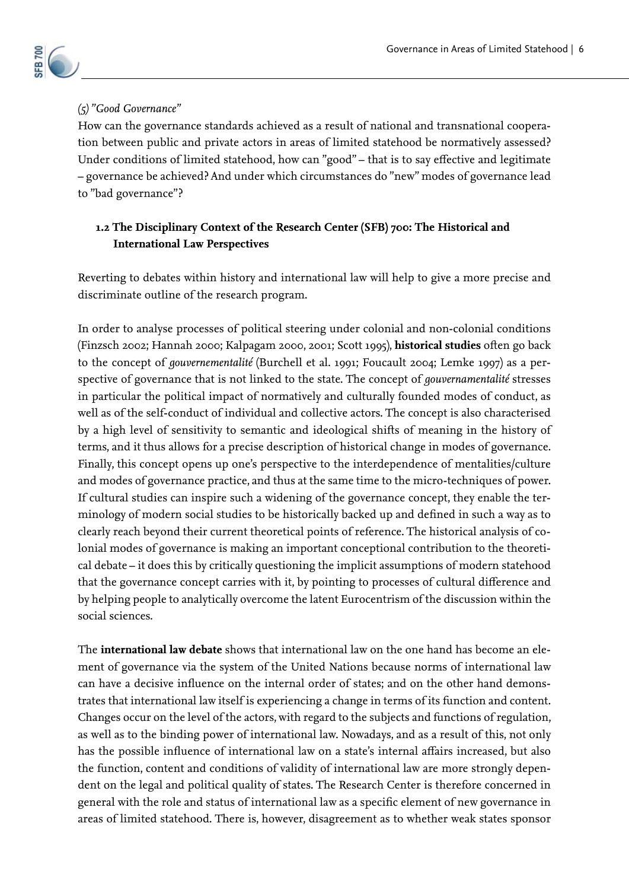*(5) "Good Governance"*

How can the governance standards achieved as a result of national and transnational cooperation between public and private actors in areas of limited statehood be normatively assessed? Under conditions of limited statehood, how can "good" – that is to say effective and legitimate – governance be achieved? And under which circumstances do "new" modes of governance lead to "bad governance"?

### 1.2 The Disciplinary Context of the Research Center (SFB) 700: The Historical and International Law Perspectives

Reverting to debates within history and international law will help to give a more precise and discriminate outline of the research program.

In order to analyse processes of political steering under colonial and non-colonial conditions (Finzsch 2002; Hannah 2000; Kalpagam 2000, 2001; Scott 1995), **historical studies** often go back to the concept of *gouvernementalité* (Burchell et al. 1991; Foucault 2004; Lemke 1997) as a perspective of governance that is not linked to the state. The concept of *gouvernamentalité* stresses in particular the political impact of normatively and culturally founded modes of conduct, as well as of the self-conduct of individual and collective actors. The concept is also characterised by a high level of sensitivity to semantic and ideological shifts of meaning in the history of terms, and it thus allows for a precise description of historical change in modes of governance. Finally, this concept opens up one's perspective to the interdependence of mentalities/culture and modes of governance practice, and thus at the same time to the micro-techniques of power. If cultural studies can inspire such a widening of the governance concept, they enable the terminology of modern social studies to be historically backed up and defined in such a way as to clearly reach beyond their current theoretical points of reference. The historical analysis of colonial modes of governance is making an important conceptional contribution to the theoretical debate – it does this by critically questioning the implicit assumptions of modern statehood that the governance concept carries with it, by pointing to processes of cultural difference and by helping people to analytically overcome the latent Eurocentrism of the discussion within the social sciences.

The **international law debate** shows that international law on the one hand has become an element of governance via the system of the United Nations because norms of international law can have a decisive influence on the internal order of states; and on the other hand demonstrates that international law itself is experiencing a change in terms of its function and content. Changes occur on the level of the actors, with regard to the subjects and functions of regulation, as well as to the binding power of international law. Nowadays, and as a result of this, not only has the possible influence of international law on a state's internal affairs increased, but also the function, content and conditions of validity of international law are more strongly dependent on the legal and political quality of states. The Research Center is therefore concerned in general with the role and status of international law as a specific element of new governance in areas of limited statehood. There is, however, disagreement as to whether weak states sponsor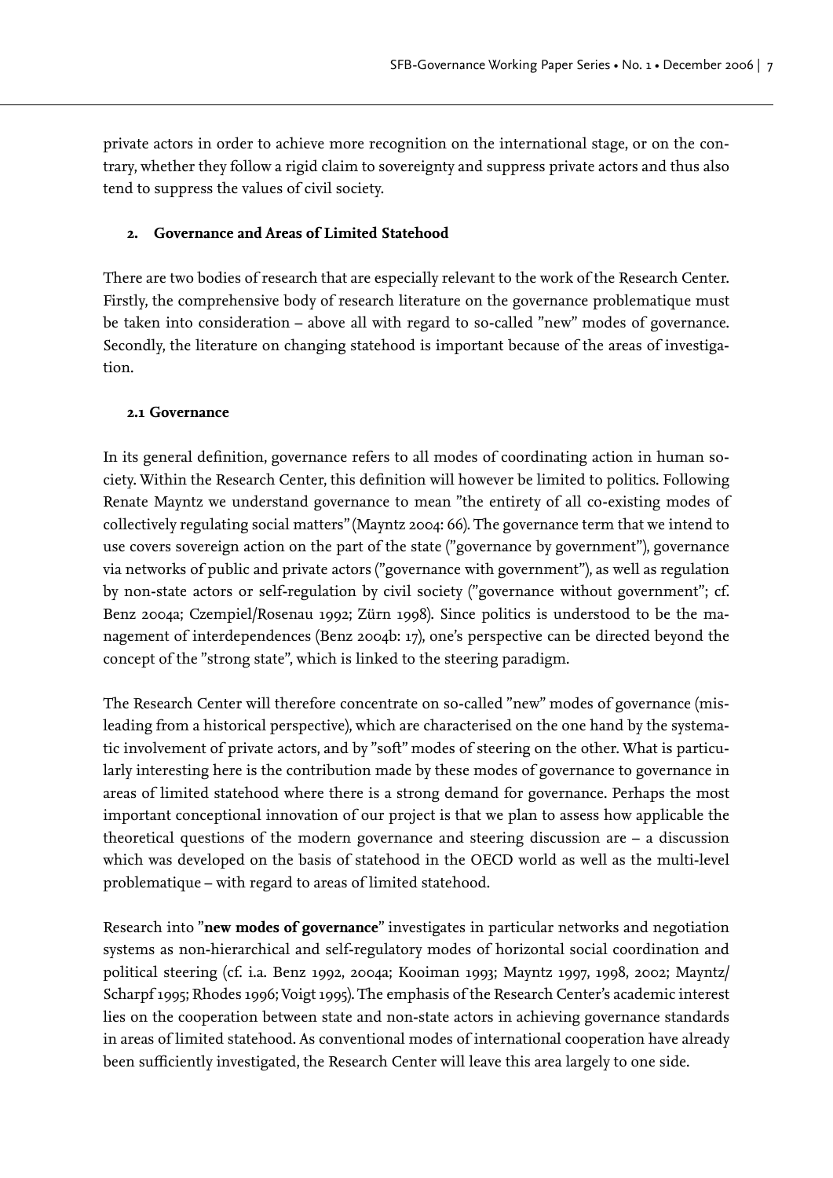private actors in order to achieve more recognition on the international stage, or on the contrary, whether they follow a rigid claim to sovereignty and suppress private actors and thus also tend to suppress the values of civil society.

## 2. Governance and Areas of Limited Statehood

There are two bodies of research that are especially relevant to the work of the Research Center. Firstly, the comprehensive body of research literature on the governance problematique must be taken into consideration – above all with regard to so-called "new" modes of governance. Secondly, the literature on changing statehood is important because of the areas of investigation.

### 2.1 Governance

In its general definition, governance refers to all modes of coordinating action in human society. Within the Research Center, this definition will however be limited to politics. Following Renate Mayntz we understand governance to mean "the entirety of all co-existing modes of collectively regulating social matters" (Mayntz 2004: 66). The governance term that we intend to use covers sovereign action on the part of the state ("governance by government"), governance via networks of public and private actors ("governance with government"), as well as regulation by non-state actors or self-regulation by civil society ("governance without government"; cf. Benz 2004a; Czempiel/Rosenau 1992; Zürn 1998). Since politics is understood to be the management of interdependences (Benz 2004b: 17), one's perspective can be directed beyond the concept of the "strong state", which is linked to the steering paradigm.

The Research Center will therefore concentrate on so-called "new" modes of governance (misleading from a historical perspective), which are characterised on the one hand by the systematic involvement of private actors, and by "soft" modes of steering on the other. What is particularly interesting here is the contribution made by these modes of governance to governance in areas of limited statehood where there is a strong demand for governance. Perhaps the most important conceptional innovation of our project is that we plan to assess how applicable the theoretical questions of the modern governance and steering discussion are – a discussion which was developed on the basis of statehood in the OECD world as well as the multi-level problematique – with regard to areas of limited statehood.

Research into "**new modes of governance**" investigates in particular networks and negotiation systems as non-hierarchical and self-regulatory modes of horizontal social coordination and political steering (cf. i.a. Benz 1992, 2004a; Kooiman 1993; Mayntz 1997, 1998, 2002; Mayntz/Scharpf 1995; Rhodes 1996; Voigt 1995). The emphasis of the Research Center's academic interest lies on the cooperation between state and non-state actors in achieving governance standards in areas of limited statehood. As conventional modes of international cooperation have already been sufficiently investigated, the Research Center will leave this area largely to one side.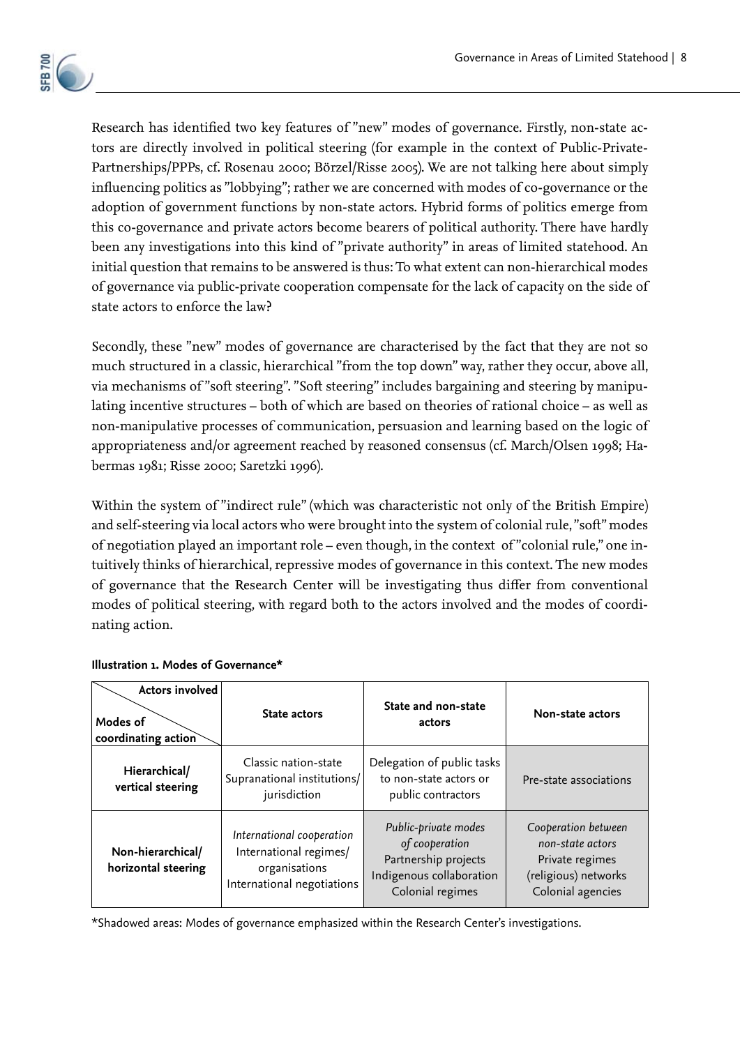Research has identified two key features of "new" modes of governance. Firstly, non-state actors are directly involved in political steering (for example in the context of Public-Private-Partnerships/PPPs, cf. Rosenau 2000; Börzel/Risse 2005). We are not talking here about simply influencing politics as "lobbying"; rather we are concerned with modes of co-governance or the adoption of government functions by non-state actors. Hybrid forms of politics emerge from this co-governance and private actors become bearers of political authority. There have hardly been any investigations into this kind of "private authority" in areas of limited statehood. An initial question that remains to be answered is thus: To what extent can non-hierarchical modes of governance via public-private cooperation compensate for the lack of capacity on the side of state actors to enforce the law?

Secondly, these "new" modes of governance are characterised by the fact that they are not so much structured in a classic, hierarchical "from the top down" way, rather they occur, above all, via mechanisms of "soft steering". "Soft steering" includes bargaining and steering by manipulating incentive structures – both of which are based on theories of rational choice – as well as non-manipulative processes of communication, persuasion and learning based on the logic of appropriateness and/or agreement reached by reasoned consensus (cf. March/Olsen 1998; Habermas 1981; Risse 2000; Saretzki 1996).

Within the system of "indirect rule" (which was characteristic not only of the British Empire) and self-steering via local actors who were brought into the system of colonial rule, "soft" modes of negotiation played an important role – even though, in the context of "colonial rule," one intuitively thinks of hierarchical, repressive modes of governance in this context. The new modes of governance that the Research Center will be investigating thus differ from conventional modes of political steering, with regard both to the actors involved and the modes of coordinating action.

**Illustration 1. Modes of Governance***

| Actors involved / Modes of coordinating action | State actors | State and non-state actors | Non-state actors |
|---|---|---|---|
| **Hierarchical/ vertical steering** | Classic nation-state<br>Supranational institutions/ jurisdiction | Delegation of public tasks to non-state actors or public contractors | Pre-state associations |
| **Non-hierarchical/ horizontal steering** | *International cooperation*<br>International regimes/ organisations<br>International negotiations | *Public-private modes of cooperation*<br>Partnership projects<br>Indigenous collaboration<br>Colonial regimes | *Cooperation between non-state actors*<br>Private regimes<br>(religious) networks<br>Colonial agencies |

*Shadowed areas: Modes of governance emphasized within the Research Center's investigations.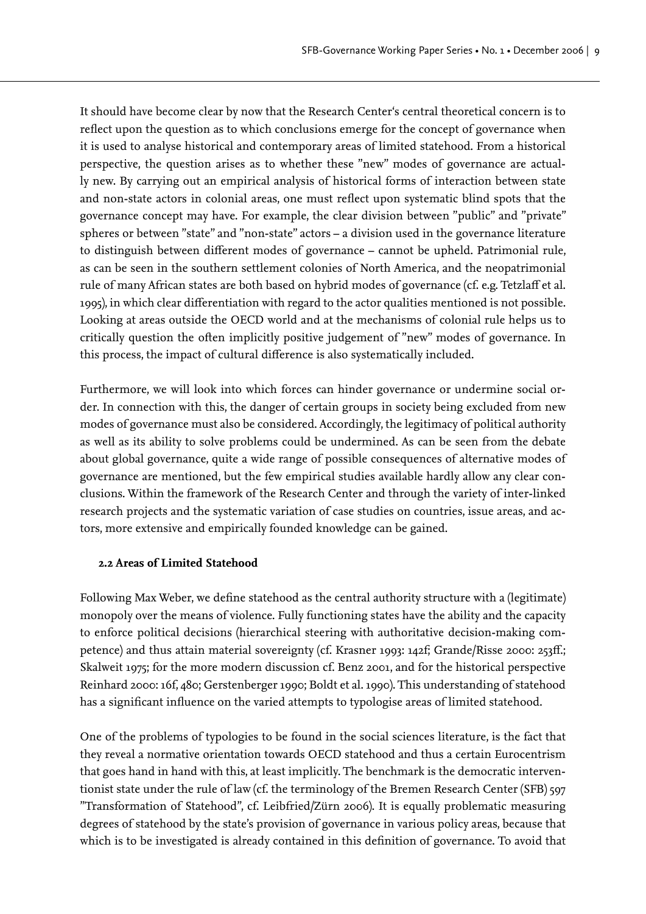It should have become clear by now that the Research Center's central theoretical concern is to reflect upon the question as to which conclusions emerge for the concept of governance when it is used to analyse historical and contemporary areas of limited statehood. From a historical perspective, the question arises as to whether these "new" modes of governance are actually new. By carrying out an empirical analysis of historical forms of interaction between state and non-state actors in colonial areas, one must reflect upon systematic blind spots that the governance concept may have. For example, the clear division between "public" and "private" spheres or between "state" and "non-state" actors – a division used in the governance literature to distinguish between different modes of governance – cannot be upheld. Patrimonial rule, as can be seen in the southern settlement colonies of North America, and the neopatrimonial rule of many African states are both based on hybrid modes of governance (cf. e.g. Tetzlaff et al. 1995), in which clear differentiation with regard to the actor qualities mentioned is not possible. Looking at areas outside the OECD world and at the mechanisms of colonial rule helps us to critically question the often implicitly positive judgement of "new" modes of governance. In this process, the impact of cultural difference is also systematically included.

Furthermore, we will look into which forces can hinder governance or undermine social order. In connection with this, the danger of certain groups in society being excluded from new modes of governance must also be considered. Accordingly, the legitimacy of political authority as well as its ability to solve problems could be undermined. As can be seen from the debate about global governance, quite a wide range of possible consequences of alternative modes of governance are mentioned, but the few empirical studies available hardly allow any clear conclusions. Within the framework of the Research Center and through the variety of inter-linked research projects and the systematic variation of case studies on countries, issue areas, and actors, more extensive and empirically founded knowledge can be gained.

### 2.2 Areas of Limited Statehood

Following Max Weber, we define statehood as the central authority structure with a (legitimate) monopoly over the means of violence. Fully functioning states have the ability and the capacity to enforce political decisions (hierarchical steering with authoritative decision-making competence) and thus attain material sovereignty (cf. Krasner 1993: 142f; Grande/Risse 2000: 253ff.; Skalweit 1975; for the more modern discussion cf. Benz 2001, and for the historical perspective Reinhard 2000: 16f, 480; Gerstenberger 1990; Boldt et al. 1990). This understanding of statehood has a significant influence on the varied attempts to typologise areas of limited statehood.

One of the problems of typologies to be found in the social sciences literature, is the fact that they reveal a normative orientation towards OECD statehood and thus a certain Eurocentrism that goes hand in hand with this, at least implicitly. The benchmark is the democratic interventionist state under the rule of law (cf. the terminology of the Bremen Research Center (SFB) 597 "Transformation of Statehood", cf. Leibfried/Zürn 2006). It is equally problematic measuring degrees of statehood by the state's provision of governance in various policy areas, because that which is to be investigated is already contained in this definition of governance. To avoid that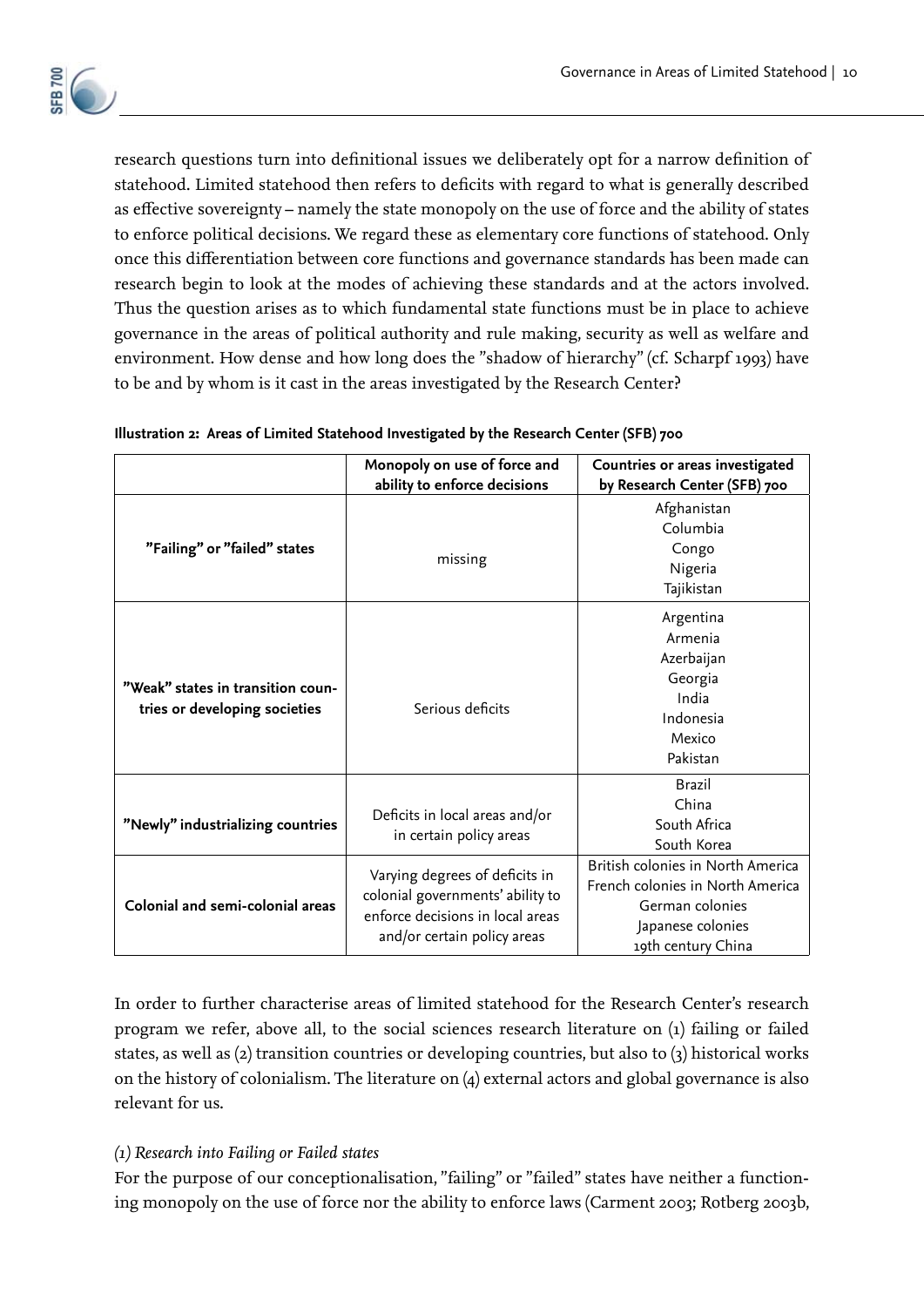research questions turn into definitional issues we deliberately opt for a narrow definition of statehood. Limited statehood then refers to deficits with regard to what is generally described as effective sovereignty – namely the state monopoly on the use of force and the ability of states to enforce political decisions. We regard these as elementary core functions of statehood. Only once this differentiation between core functions and governance standards has been made can research begin to look at the modes of achieving these standards and at the actors involved. Thus the question arises as to which fundamental state functions must be in place to achieve governance in the areas of political authority and rule making, security as well as welfare and environment. How dense and how long does the "shadow of hierarchy" (cf. Scharpf 1993) have to be and by whom is it cast in the areas investigated by the Research Center?

**Illustration 2: Areas of Limited Statehood Investigated by the Research Center (SFB) 700**

| | Monopoly on use of force and ability to enforce decisions | Countries or areas investigated by Research Center (SFB) 700 |
|---|---|---|
| **"Failing" or "failed" states** | missing | Afghanistan<br>Columbia<br>Congo<br>Nigeria<br>Tajikistan |
| **"Weak" states in transition countries or developing societies** | Serious deficits | Argentina<br>Armenia<br>Azerbaijan<br>Georgia<br>India<br>Indonesia<br>Mexico<br>Pakistan |
| **"Newly" industrializing countries** | Deficits in local areas and/or in certain policy areas | Brazil<br>China<br>South Africa<br>South Korea |
| **Colonial and semi-colonial areas** | Varying degrees of deficits in colonial governments' ability to enforce decisions in local areas and/or certain policy areas | British colonies in North America<br>French colonies in North America<br>German colonies<br>Japanese colonies<br>19th century China |

In order to further characterise areas of limited statehood for the Research Center's research program we refer, above all, to the social sciences research literature on (1) failing or failed states, as well as (2) transition countries or developing countries, but also to (3) historical works on the history of colonialism. The literature on (4) external actors and global governance is also relevant for us.

*(1) Research into Failing or Failed states*

For the purpose of our conceptionalisation, "failing" or "failed" states have neither a functioning monopoly on the use of force nor the ability to enforce laws (Carment 2003; Rotberg 2003b,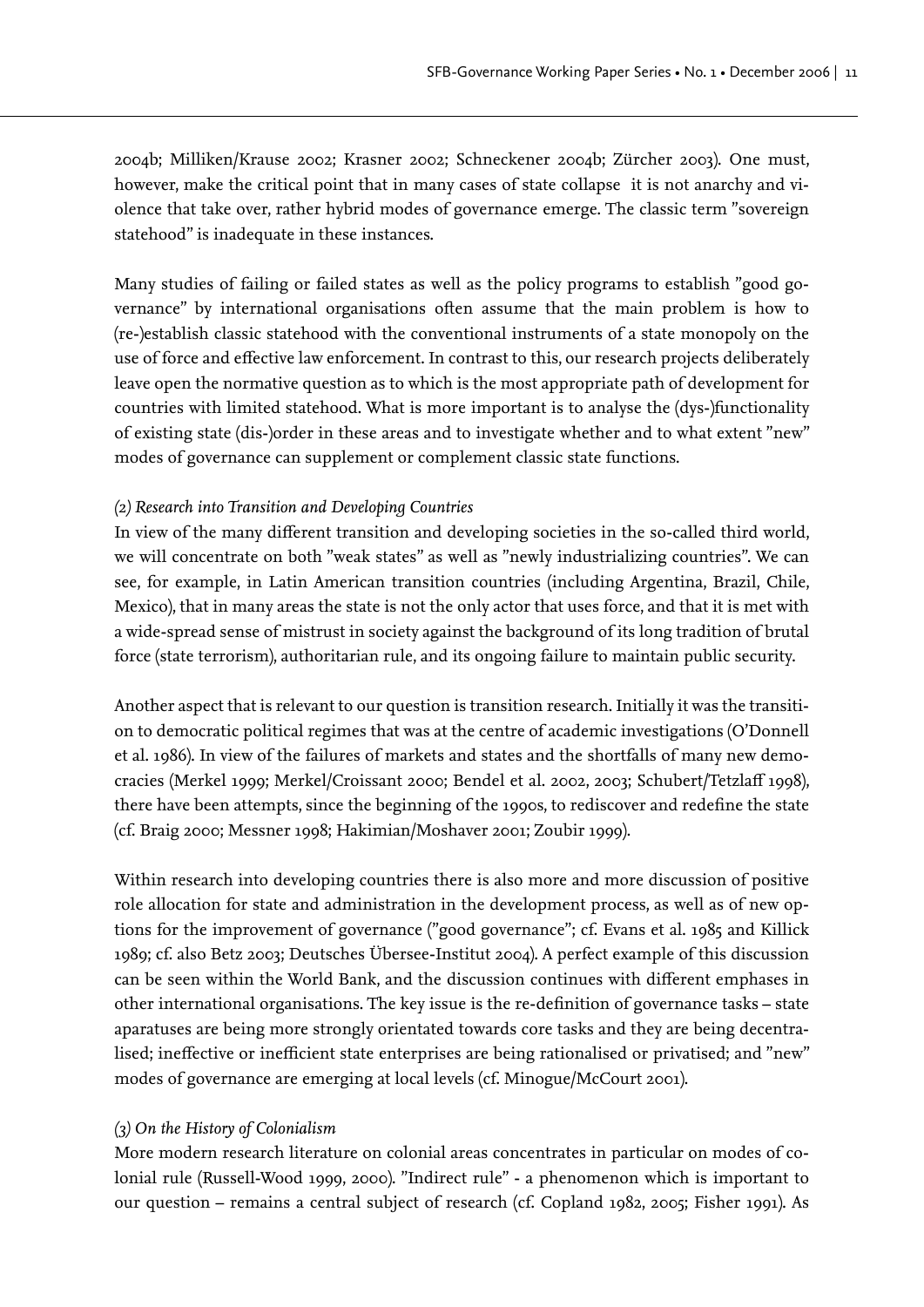2004b; Milliken/Krause 2002; Krasner 2002; Schneckener 2004b; Zürcher 2003). One must, however, make the critical point that in many cases of state collapse it is not anarchy and violence that take over, rather hybrid modes of governance emerge. The classic term "sovereign statehood" is inadequate in these instances.

Many studies of failing or failed states as well as the policy programs to establish "good governance" by international organisations often assume that the main problem is how to (re-)establish classic statehood with the conventional instruments of a state monopoly on the use of force and effective law enforcement. In contrast to this, our research projects deliberately leave open the normative question as to which is the most appropriate path of development for countries with limited statehood. What is more important is to analyse the (dys-)functionality of existing state (dis-)order in these areas and to investigate whether and to what extent "new" modes of governance can supplement or complement classic state functions.

*(2) Research into Transition and Developing Countries*

In view of the many different transition and developing societies in the so-called third world, we will concentrate on both "weak states" as well as "newly industrializing countries". We can see, for example, in Latin American transition countries (including Argentina, Brazil, Chile, Mexico), that in many areas the state is not the only actor that uses force, and that it is met with a wide-spread sense of mistrust in society against the background of its long tradition of brutal force (state terrorism), authoritarian rule, and its ongoing failure to maintain public security.

Another aspect that is relevant to our question is transition research. Initially it was the transition to democratic political regimes that was at the centre of academic investigations (O'Donnell et al. 1986). In view of the failures of markets and states and the shortfalls of many new democracies (Merkel 1999; Merkel/Croissant 2000; Bendel et al. 2002, 2003; Schubert/Tetzlaff 1998), there have been attempts, since the beginning of the 1990s, to rediscover and redefine the state (cf. Braig 2000; Messner 1998; Hakimian/Moshaver 2001; Zoubir 1999).

Within research into developing countries there is also more and more discussion of positive role allocation for state and administration in the development process, as well as of new options for the improvement of governance ("good governance"; cf. Evans et al. 1985 and Killick 1989; cf. also Betz 2003; Deutsches Übersee-Institut 2004). A perfect example of this discussion can be seen within the World Bank, and the discussion continues with different emphases in other international organisations. The key issue is the re-definition of governance tasks – state aparatuses are being more strongly orientated towards core tasks and they are being decentralised; ineffective or inefficient state enterprises are being rationalised or privatised; and "new" modes of governance are emerging at local levels (cf. Minogue/McCourt 2001).

*(3) On the History of Colonialism*

More modern research literature on colonial areas concentrates in particular on modes of colonial rule (Russell-Wood 1999, 2000). "Indirect rule" - a phenomenon which is important to our question – remains a central subject of research (cf. Copland 1982, 2005; Fisher 1991). As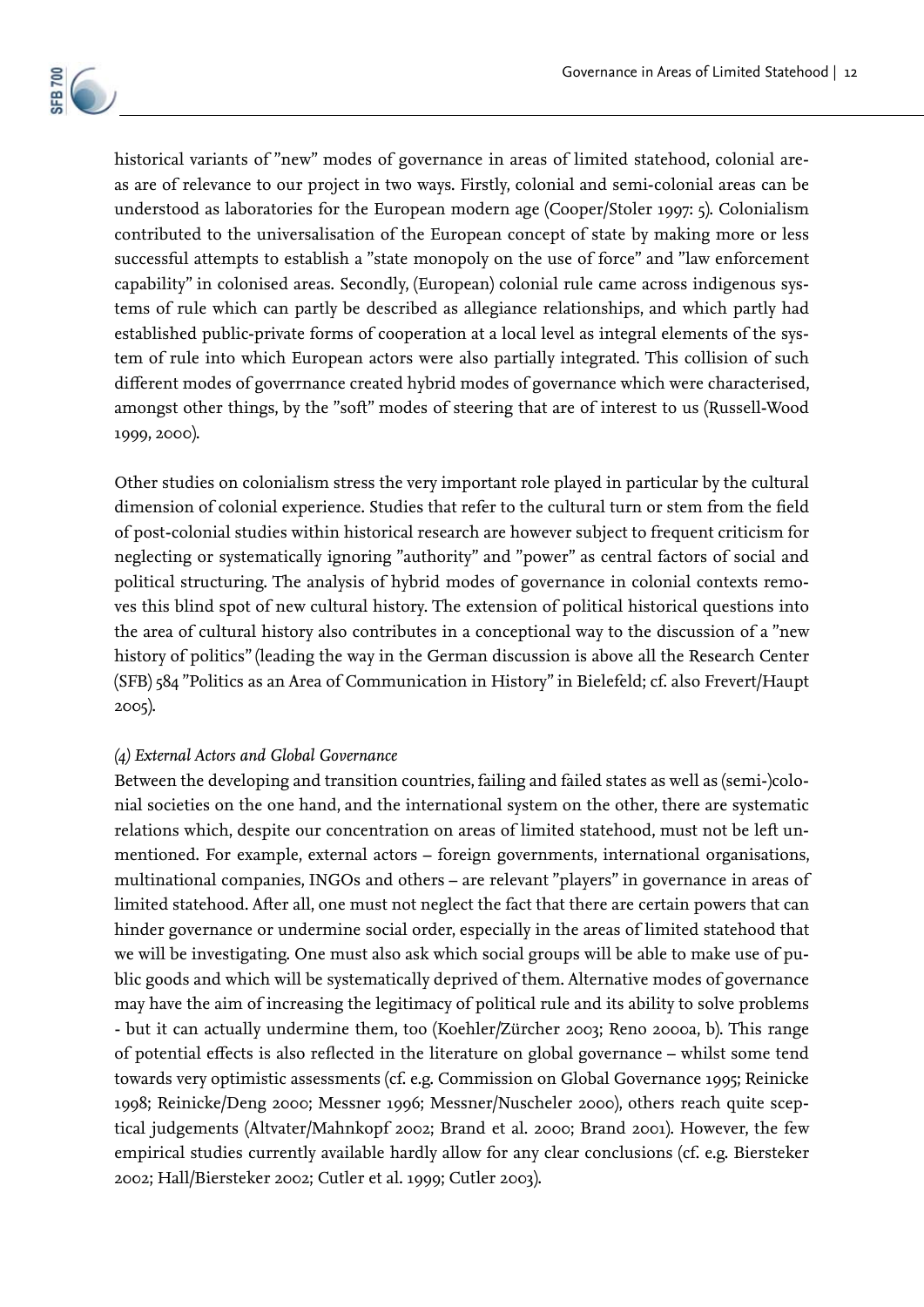historical variants of "new" modes of governance in areas of limited statehood, colonial areas are of relevance to our project in two ways. Firstly, colonial and semi-colonial areas can be understood as laboratories for the European modern age (Cooper/Stoler 1997: 5). Colonialism contributed to the universalisation of the European concept of state by making more or less successful attempts to establish a "state monopoly on the use of force" and "law enforcement capability" in colonised areas. Secondly, (European) colonial rule came across indigenous systems of rule which can partly be described as allegiance relationships, and which partly had established public-private forms of cooperation at a local level as integral elements of the system of rule into which European actors were also partially integrated. This collision of such different modes of goverrnance created hybrid modes of governance which were characterised, amongst other things, by the "soft" modes of steering that are of interest to us (Russell-Wood 1999, 2000).

Other studies on colonialism stress the very important role played in particular by the cultural dimension of colonial experience. Studies that refer to the cultural turn or stem from the field of post-colonial studies within historical research are however subject to frequent criticism for neglecting or systematically ignoring "authority" and "power" as central factors of social and political structuring. The analysis of hybrid modes of governance in colonial contexts removes this blind spot of new cultural history. The extension of political historical questions into the area of cultural history also contributes in a conceptional way to the discussion of a "new history of politics" (leading the way in the German discussion is above all the Research Center (SFB) 584 "Politics as an Area of Communication in History" in Bielefeld; cf. also Frevert/Haupt 2005).

*(4) External Actors and Global Governance*

Between the developing and transition countries, failing and failed states as well as (semi-)colonial societies on the one hand, and the international system on the other, there are systematic relations which, despite our concentration on areas of limited statehood, must not be left unmentioned. For example, external actors – foreign governments, international organisations, multinational companies, INGOs and others – are relevant "players" in governance in areas of limited statehood. After all, one must not neglect the fact that there are certain powers that can hinder governance or undermine social order, especially in the areas of limited statehood that we will be investigating. One must also ask which social groups will be able to make use of public goods and which will be systematically deprived of them. Alternative modes of governance may have the aim of increasing the legitimacy of political rule and its ability to solve problems - but it can actually undermine them, too (Koehler/Zürcher 2003; Reno 2000a, b). This range of potential effects is also reflected in the literature on global governance – whilst some tend towards very optimistic assessments (cf. e.g. Commission on Global Governance 1995; Reinicke 1998; Reinicke/Deng 2000; Messner 1996; Messner/Nuscheler 2000), others reach quite sceptical judgements (Altvater/Mahnkopf 2002; Brand et al. 2000; Brand 2001). However, the few empirical studies currently available hardly allow for any clear conclusions (cf. e.g. Biersteker 2002; Hall/Biersteker 2002; Cutler et al. 1999; Cutler 2003).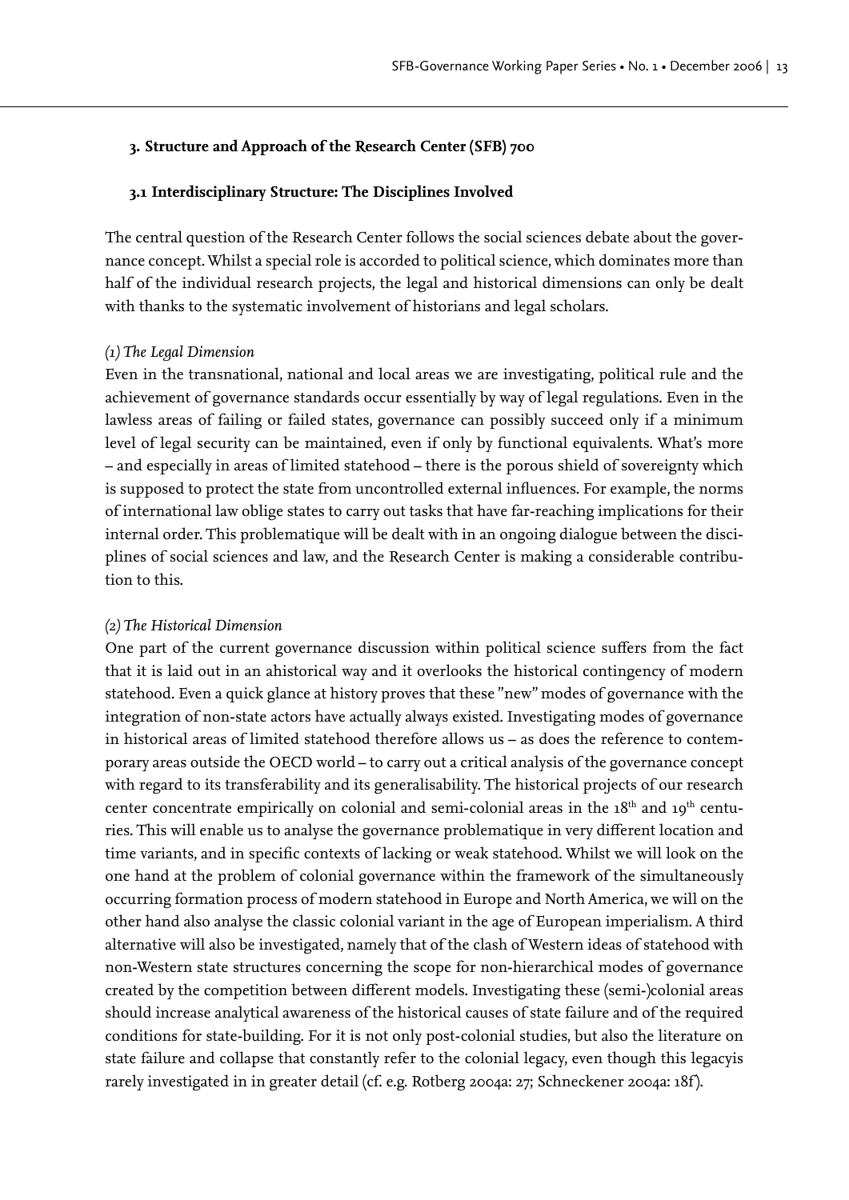## 3. Structure and Approach of the Research Center (SFB) 700

### 3.1 Interdisciplinary Structure: The Disciplines Involved

The central question of the Research Center follows the social sciences debate about the governance concept. Whilst a special role is accorded to political science, which dominates more than half of the individual research projects, the legal and historical dimensions can only be dealt with thanks to the systematic involvement of historians and legal scholars.

*(1) The Legal Dimension*

Even in the transnational, national and local areas we are investigating, political rule and the achievement of governance standards occur essentially by way of legal regulations. Even in the lawless areas of failing or failed states, governance can possibly succeed only if a minimum level of legal security can be maintained, even if only by functional equivalents. What's more – and especially in areas of limited statehood – there is the porous shield of sovereignty which is supposed to protect the state from uncontrolled external influences. For example, the norms of international law oblige states to carry out tasks that have far-reaching implications for their internal order. This problematique will be dealt with in an ongoing dialogue between the disciplines of social sciences and law, and the Research Center is making a considerable contribution to this.

*(2) The Historical Dimension*

One part of the current governance discussion within political science suffers from the fact that it is laid out in an ahistorical way and it overlooks the historical contingency of modern statehood. Even a quick glance at history proves that these "new" modes of governance with the integration of non-state actors have actually always existed. Investigating modes of governance in historical areas of limited statehood therefore allows us – as does the reference to contemporary areas outside the OECD world – to carry out a critical analysis of the governance concept with regard to its transferability and its generalisability. The historical projects of our research center concentrate empirically on colonial and semi-colonial areas in the 18th and 19th centuries. This will enable us to analyse the governance problematique in very different location and time variants, and in specific contexts of lacking or weak statehood. Whilst we will look on the one hand at the problem of colonial governance within the framework of the simultaneously occurring formation process of modern statehood in Europe and North America, we will on the other hand also analyse the classic colonial variant in the age of European imperialism. A third alternative will also be investigated, namely that of the clash of Western ideas of statehood with non-Western state structures concerning the scope for non-hierarchical modes of governance created by the competition between different models. Investigating these (semi-)colonial areas should increase analytical awareness of the historical causes of state failure and of the required conditions for state-building. For it is not only post-colonial studies, but also the literature on state failure and collapse that constantly refer to the colonial legacy, even though this legacyis rarely investigated in in greater detail (cf. e.g. Rotberg 2004a: 27; Schneckener 2004a: 18f).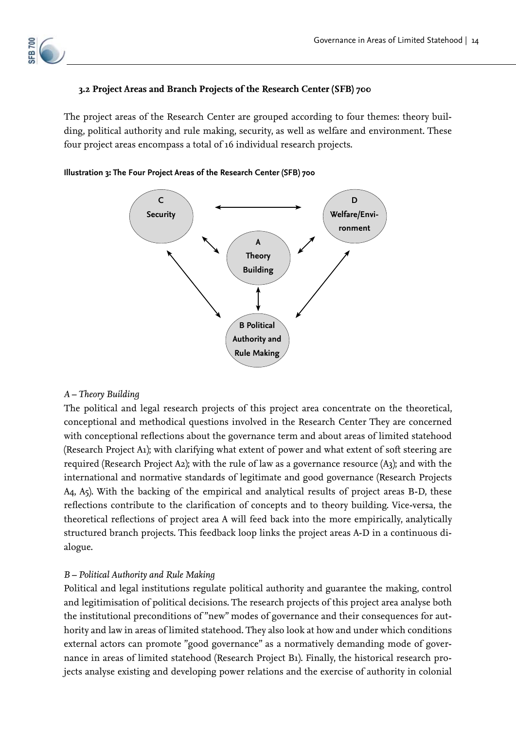### 3.2 Project Areas and Branch Projects of the Research Center (SFB) 700

The project areas of the Research Center are grouped according to four themes: theory building, political authority and rule making, security, as well as welfare and environment. These four project areas encompass a total of 16 individual research projects.

**Illustration 3: The Four Project Areas of the Research Center (SFB) 700**

C Security

D Welfare/Environment

A Theory Building

B Political Authority and Rule Making

*A – Theory Building*

The political and legal research projects of this project area concentrate on the theoretical, conceptional and methodical questions involved in the Research Center They are concerned with conceptional reflections about the governance term and about areas of limited statehood (Research Project A1); with clarifying what extent of power and what extent of soft steering are required (Research Project A2); with the rule of law as a governance resource (A3); and with the international and normative standards of legitimate and good governance (Research Projects A4, A5). With the backing of the empirical and analytical results of project areas B-D, these reflections contribute to the clarification of concepts and to theory building. Vice-versa, the theoretical reflections of project area A will feed back into the more empirically, analytically structured branch projects. This feedback loop links the project areas A-D in a continuous dialogue.

*B – Political Authority and Rule Making*

Political and legal institutions regulate political authority and guarantee the making, control and legitimisation of political decisions. The research projects of this project area analyse both the institutional preconditions of "new" modes of governance and their consequences for authority and law in areas of limited statehood. They also look at how and under which conditions external actors can promote "good governance" as a normatively demanding mode of governance in areas of limited statehood (Research Project B1). Finally, the historical research projects analyse existing and developing power relations and the exercise of authority in colonial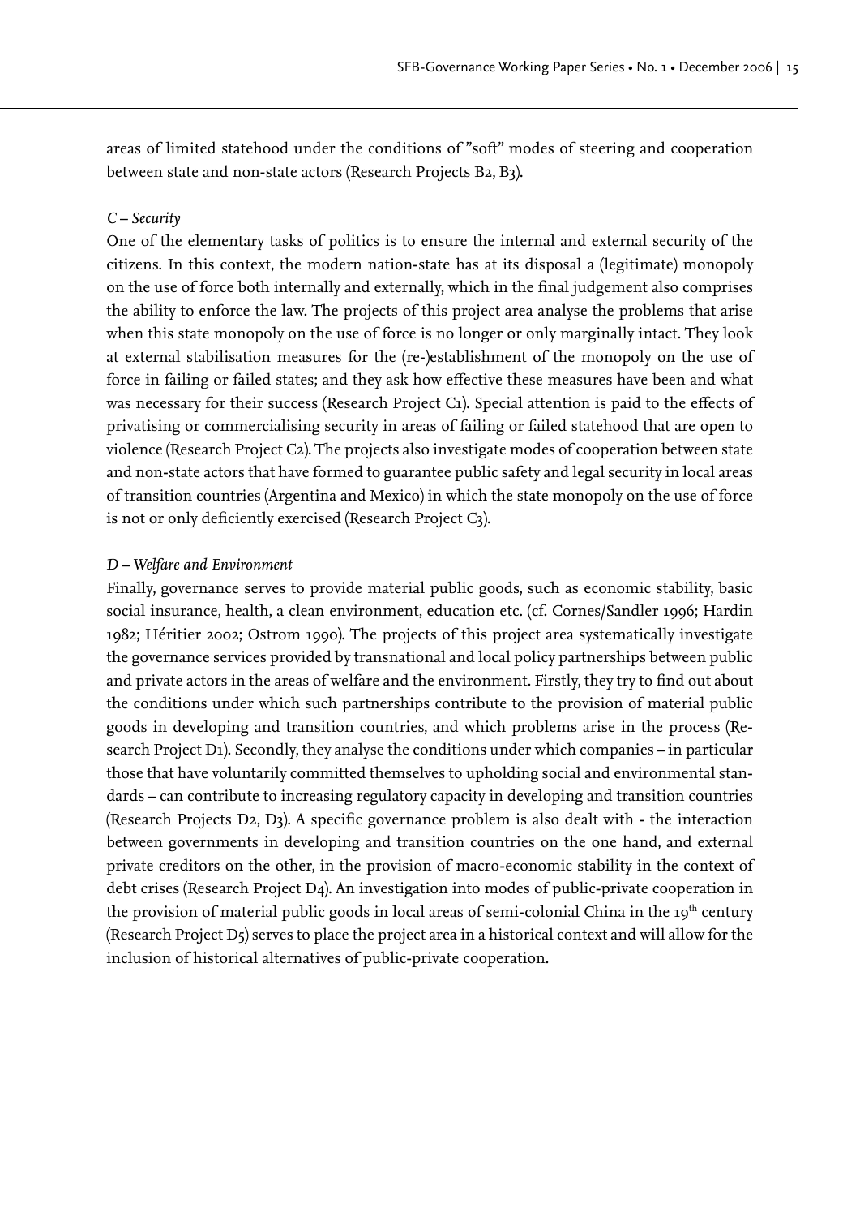areas of limited statehood under the conditions of "soft" modes of steering and cooperation between state and non-state actors (Research Projects B2, B3).

*C – Security*

One of the elementary tasks of politics is to ensure the internal and external security of the citizens. In this context, the modern nation-state has at its disposal a (legitimate) monopoly on the use of force both internally and externally, which in the final judgement also comprises the ability to enforce the law. The projects of this project area analyse the problems that arise when this state monopoly on the use of force is no longer or only marginally intact. They look at external stabilisation measures for the (re-)establishment of the monopoly on the use of force in failing or failed states; and they ask how effective these measures have been and what was necessary for their success (Research Project C1). Special attention is paid to the effects of privatising or commercialising security in areas of failing or failed statehood that are open to violence (Research Project C2). The projects also investigate modes of cooperation between state and non-state actors that have formed to guarantee public safety and legal security in local areas of transition countries (Argentina and Mexico) in which the state monopoly on the use of force is not or only deficiently exercised (Research Project C3).

*D – Welfare and Environment*

Finally, governance serves to provide material public goods, such as economic stability, basic social insurance, health, a clean environment, education etc. (cf. Cornes/Sandler 1996; Hardin 1982; Héritier 2002; Ostrom 1990). The projects of this project area systematically investigate the governance services provided by transnational and local policy partnerships between public and private actors in the areas of welfare and the environment. Firstly, they try to find out about the conditions under which such partnerships contribute to the provision of material public goods in developing and transition countries, and which problems arise in the process (Research Project D1). Secondly, they analyse the conditions under which companies – in particular those that have voluntarily committed themselves to upholding social and environmental standards – can contribute to increasing regulatory capacity in developing and transition countries (Research Projects D2, D3). A specific governance problem is also dealt with - the interaction between governments in developing and transition countries on the one hand, and external private creditors on the other, in the provision of macro-economic stability in the context of debt crises (Research Project D4). An investigation into modes of public-private cooperation in the provision of material public goods in local areas of semi-colonial China in the 19th century (Research Project D5) serves to place the project area in a historical context and will allow for the inclusion of historical alternatives of public-private cooperation.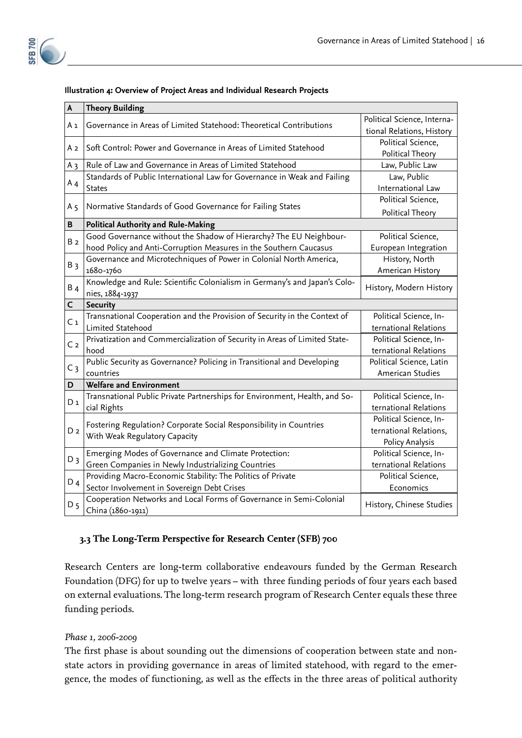**Illustration 4: Overview of Project Areas and Individual Research Projects**

| A | Theory Building | |
|---|---|---|
| A 1 | Governance in Areas of Limited Statehood: Theoretical Contributions | Political Science, International Relations, History |
| A 2 | Soft Control: Power and Governance in Areas of Limited Statehood | Political Science, Political Theory |
| A 3 | Rule of Law and Governance in Areas of Limited Statehood | Law, Public Law |
| A 4 | Standards of Public International Law for Governance in Weak and Failing States | Law, Public International Law |
| A 5 | Normative Standards of Good Governance for Failing States | Political Science, Political Theory |
| **B** | **Political Authority and Rule-Making** | |
| B 2 | Good Governance without the Shadow of Hierarchy? The EU Neighbourhood Policy and Anti-Corruption Measures in the Southern Caucasus | Political Science, European Integration |
| B 3 | Governance and Microtechniques of Power in Colonial North America, 1680-1760 | History, North American History |
| B 4 | Knowledge and Rule: Scientific Colonialism in Germany's and Japan's Colonies, 1884-1937 | History, Modern History |
| **C** | **Security** | |
| C 1 | Transnational Cooperation and the Provision of Security in the Context of Limited Statehood | Political Science, International Relations |
| C 2 | Privatization and Commercialization of Security in Areas of Limited Statehood | Political Science, International Relations |
| C 3 | Public Security as Governance? Policing in Transitional and Developing countries | Political Science, Latin American Studies |
| **D** | **Welfare and Environment** | |
| D 1 | Transnational Public Private Partnerships for Environment, Health, and Social Rights | Political Science, International Relations |
| D 2 | Fostering Regulation? Corporate Social Responsibility in Countries With Weak Regulatory Capacity | Political Science, International Relations, Policy Analysis |
| D 3 | Emerging Modes of Governance and Climate Protection: Green Companies in Newly Industrializing Countries | Political Science, International Relations |
| D 4 | Providing Macro-Economic Stability: The Politics of Private Sector Involvement in Sovereign Debt Crises | Political Science, Economics |
| D 5 | Cooperation Networks and Local Forms of Governance in Semi-Colonial China (1860-1911) | History, Chinese Studies |

### 3.3 The Long-Term Perspective for Research Center (SFB) 700

Research Centers are long-term collaborative endeavours funded by the German Research Foundation (DFG) for up to twelve years – with three funding periods of four years each based on external evaluations. The long-term research program of Research Center equals these three funding periods.

*Phase 1, 2006-2009*

The first phase is about sounding out the dimensions of cooperation between state and non-state actors in providing governance in areas of limited statehood, with regard to the emergence, the modes of functioning, as well as the effects in the three areas of political authority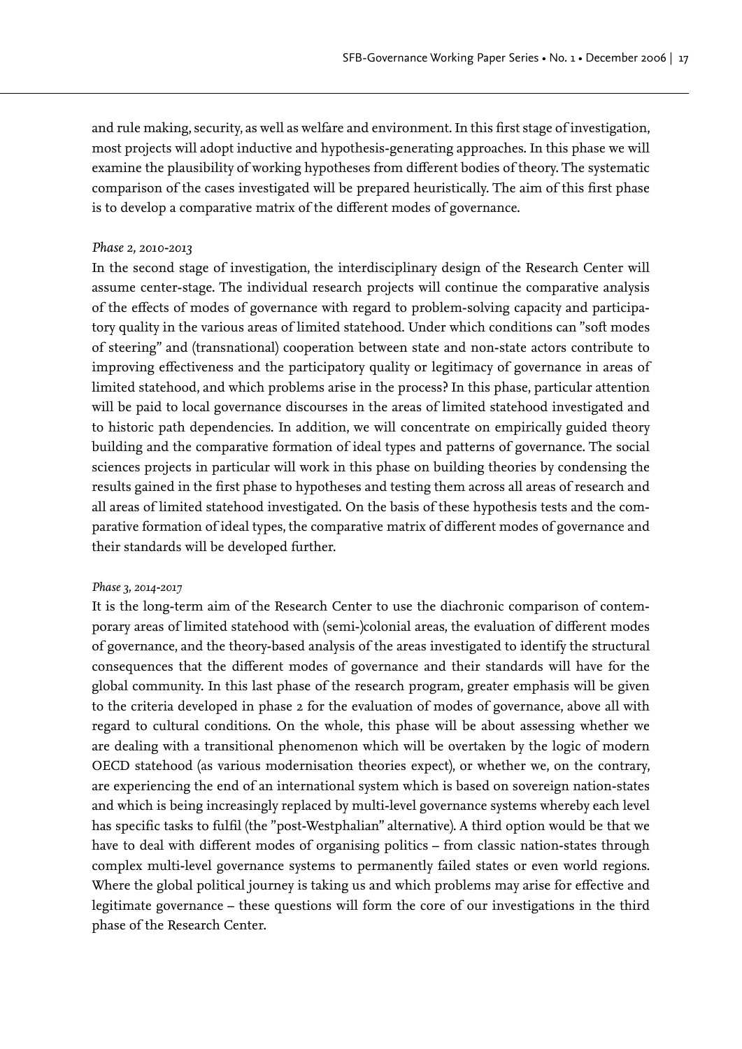and rule making, security, as well as welfare and environment. In this first stage of investigation, most projects will adopt inductive and hypothesis-generating approaches. In this phase we will examine the plausibility of working hypotheses from different bodies of theory. The systematic comparison of the cases investigated will be prepared heuristically. The aim of this first phase is to develop a comparative matrix of the different modes of governance.

*Phase 2, 2010-2013*

In the second stage of investigation, the interdisciplinary design of the Research Center will assume center-stage. The individual research projects will continue the comparative analysis of the effects of modes of governance with regard to problem-solving capacity and participatory quality in the various areas of limited statehood. Under which conditions can "soft modes of steering" and (transnational) cooperation between state and non-state actors contribute to improving effectiveness and the participatory quality or legitimacy of governance in areas of limited statehood, and which problems arise in the process? In this phase, particular attention will be paid to local governance discourses in the areas of limited statehood investigated and to historic path dependencies. In addition, we will concentrate on empirically guided theory building and the comparative formation of ideal types and patterns of governance. The social sciences projects in particular will work in this phase on building theories by condensing the results gained in the first phase to hypotheses and testing them across all areas of research and all areas of limited statehood investigated. On the basis of these hypothesis tests and the comparative formation of ideal types, the comparative matrix of different modes of governance and their standards will be developed further.

*Phase 3, 2014-2017*

It is the long-term aim of the Research Center to use the diachronic comparison of contemporary areas of limited statehood with (semi-)colonial areas, the evaluation of different modes of governance, and the theory-based analysis of the areas investigated to identify the structural consequences that the different modes of governance and their standards will have for the global community. In this last phase of the research program, greater emphasis will be given to the criteria developed in phase 2 for the evaluation of modes of governance, above all with regard to cultural conditions. On the whole, this phase will be about assessing whether we are dealing with a transitional phenomenon which will be overtaken by the logic of modern OECD statehood (as various modernisation theories expect), or whether we, on the contrary, are experiencing the end of an international system which is based on sovereign nation-states and which is being increasingly replaced by multi-level governance systems whereby each level has specific tasks to fulfil (the "post-Westphalian" alternative). A third option would be that we have to deal with different modes of organising politics – from classic nation-states through complex multi-level governance systems to permanently failed states or even world regions. Where the global political journey is taking us and which problems may arise for effective and legitimate governance – these questions will form the core of our investigations in the third phase of the Research Center.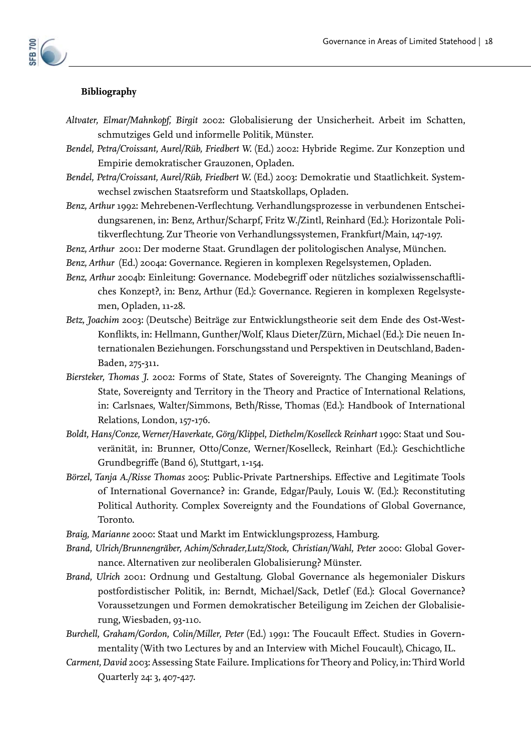**Bibliography**

*Altvater, Elmar/Mahnkopf, Birgit* 2002: Globalisierung der Unsicherheit. Arbeit im Schatten, schmutziges Geld und informelle Politik, Münster.

*Bendel, Petra/Croissant, Aurel/Rüb, Friedbert W.* (Ed.) 2002: Hybride Regime. Zur Konzeption und Empirie demokratischer Grauzonen, Opladen.

*Bendel, Petra/Croissant, Aurel/Rüb, Friedbert W.* (Ed.) 2003: Demokratie und Staatlichkeit. Systemwechsel zwischen Staatsreform und Staatskollaps, Opladen.

*Benz, Arthur* 1992: Mehrebenen-Verflechtung. Verhandlungsprozesse in verbundenen Entscheidungsarenen, in: Benz, Arthur/Scharpf, Fritz W./Zintl, Reinhard (Ed.): Horizontale Politikverflechtung. Zur Theorie von Verhandlungssystemen, Frankfurt/Main, 147-197.

*Benz, Arthur* 2001: Der moderne Staat. Grundlagen der politologischen Analyse, München.

*Benz, Arthur* (Ed.) 2004a: Governance. Regieren in komplexen Regelsystemen, Opladen.

*Benz, Arthur* 2004b: Einleitung: Governance. Modebegriff oder nützliches sozialwissenschaftliches Konzept?, in: Benz, Arthur (Ed.): Governance. Regieren in komplexen Regelsystemen, Opladen, 11-28.

*Betz, Joachim* 2003: (Deutsche) Beiträge zur Entwicklungstheorie seit dem Ende des Ost-West-Konflikts, in: Hellmann, Gunther/Wolf, Klaus Dieter/Zürn, Michael (Ed.): Die neuen Internationalen Beziehungen. Forschungsstand und Perspektiven in Deutschland, Baden-Baden, 275-311.

*Biersteker, Thomas J.* 2002: Forms of State, States of Sovereignty. The Changing Meanings of State, Sovereignty and Territory in the Theory and Practice of International Relations, in: Carlsnaes, Walter/Simmons, Beth/Risse, Thomas (Ed.): Handbook of International Relations, London, 157-176.

*Boldt, Hans/Conze, Werner/Haverkate, Görg/Klippel, Diethelm/Koselleck Reinhart* 1990: Staat und Souveränität, in: Brunner, Otto/Conze, Werner/Koselleck, Reinhart (Ed.): Geschichtliche Grundbegriffe (Band 6), Stuttgart, 1-154.

*Börzel, Tanja A./Risse Thomas* 2005: Public-Private Partnerships. Effective and Legitimate Tools of International Governance? in: Grande, Edgar/Pauly, Louis W. (Ed.): Reconstituting Political Authority. Complex Sovereignty and the Foundations of Global Governance, Toronto.

*Braig, Marianne* 2000: Staat und Markt im Entwicklungsprozess, Hamburg.

*Brand, Ulrich/Brunnengräber, Achim/Schrader,Lutz/Stock, Christian/Wahl, Peter* 2000: Global Governance. Alternativen zur neoliberalen Globalisierung? Münster.

*Brand, Ulrich* 2001: Ordnung und Gestaltung. Global Governance als hegemonialer Diskurs postfordistischer Politik, in: Berndt, Michael/Sack, Detlef (Ed.): Glocal Governance? Voraussetzungen und Formen demokratischer Beteiligung im Zeichen der Globalisierung, Wiesbaden, 93-110.

*Burchell, Graham/Gordon, Colin/Miller, Peter* (Ed.) 1991: The Foucault Effect. Studies in Governmentality (With two Lectures by and an Interview with Michel Foucault), Chicago, IL.

*Carment, David* 2003: Assessing State Failure. Implications for Theory and Policy, in: Third World Quarterly 24: 3, 407-427.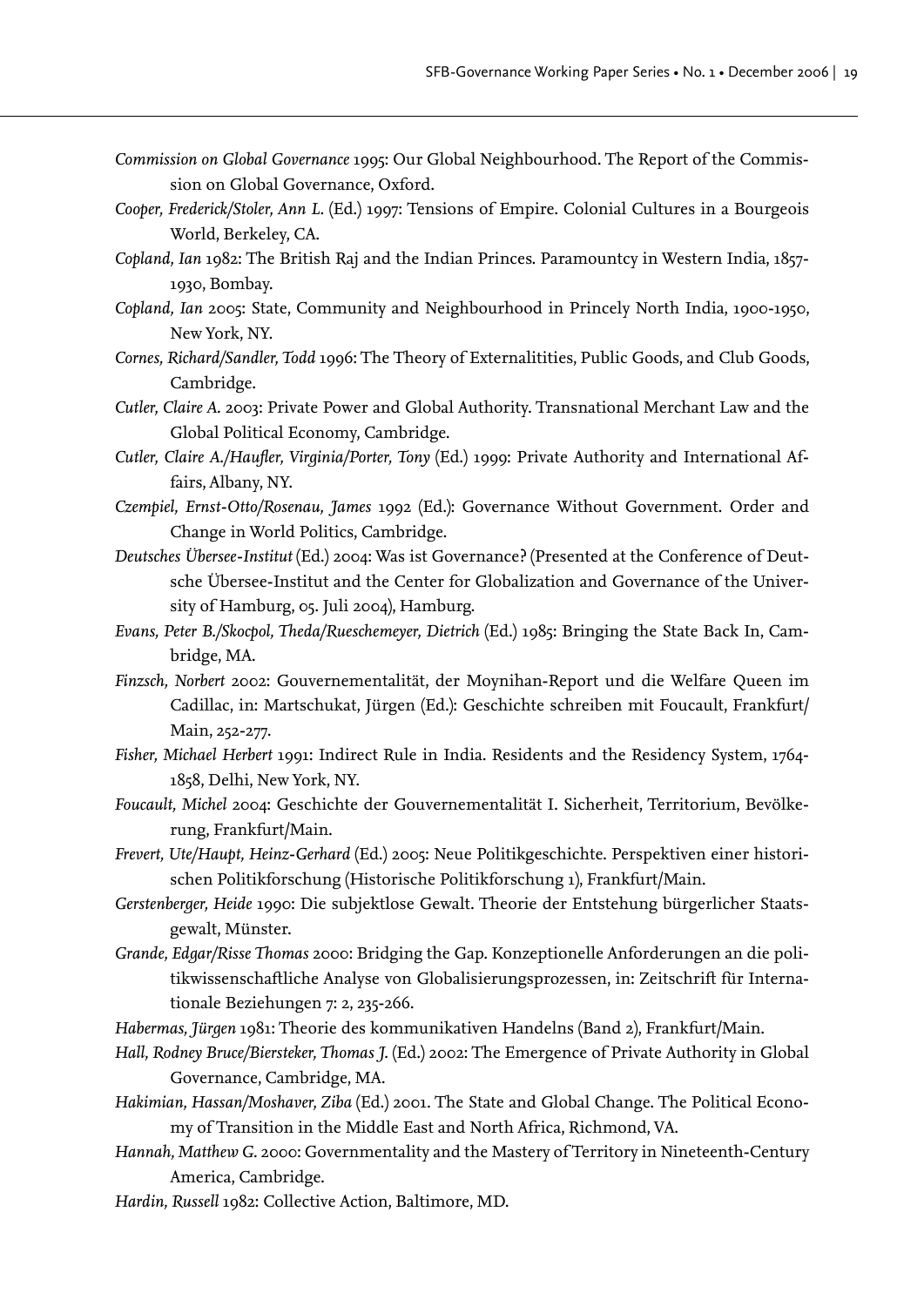*Commission on Global Governance* 1995: Our Global Neighbourhood. The Report of the Commission on Global Governance, Oxford.

*Cooper, Frederick/Stoler, Ann L.* (Ed.) 1997: Tensions of Empire. Colonial Cultures in a Bourgeois World, Berkeley, CA.

*Copland, Ian* 1982: The British Raj and the Indian Princes. Paramountcy in Western India, 1857-1930, Bombay.

*Copland, Ian* 2005: State, Community and Neighbourhood in Princely North India, 1900-1950, New York, NY.

*Cornes, Richard/Sandler, Todd* 1996: The Theory of Externalitities, Public Goods, and Club Goods, Cambridge.

*Cutler, Claire A.* 2003: Private Power and Global Authority. Transnational Merchant Law and the Global Political Economy, Cambridge.

*Cutler, Claire A./Haufler, Virginia/Porter, Tony* (Ed.) 1999: Private Authority and International Affairs, Albany, NY.

*Czempiel, Ernst-Otto/Rosenau, James* 1992 (Ed.): Governance Without Government. Order and Change in World Politics, Cambridge.

*Deutsches Übersee-Institut* (Ed.) 2004: Was ist Governance? (Presented at the Conference of Deutsche Übersee-Institut and the Center for Globalization and Governance of the University of Hamburg, 05. Juli 2004), Hamburg.

*Evans, Peter B./Skocpol, Theda/Rueschemeyer, Dietrich* (Ed.) 1985: Bringing the State Back In, Cambridge, MA.

*Finzsch, Norbert* 2002: Gouvernementalität, der Moynihan-Report und die Welfare Queen im Cadillac, in: Martschukat, Jürgen (Ed.): Geschichte schreiben mit Foucault, Frankfurt/Main, 252-277.

*Fisher, Michael Herbert* 1991: Indirect Rule in India. Residents and the Residency System, 1764-1858, Delhi, New York, NY.

*Foucault, Michel* 2004: Geschichte der Gouvernementalität I. Sicherheit, Territorium, Bevölkerung, Frankfurt/Main.

*Frevert, Ute/Haupt, Heinz-Gerhard* (Ed.) 2005: Neue Politikgeschichte. Perspektiven einer historischen Politikforschung (Historische Politikforschung 1), Frankfurt/Main.

*Gerstenberger, Heide* 1990: Die subjektlose Gewalt. Theorie der Entstehung bürgerlicher Staatsgewalt, Münster.

*Grande, Edgar/Risse Thomas* 2000: Bridging the Gap. Konzeptionelle Anforderungen an die politikwissenschaftliche Analyse von Globalisierungsprozessen, in: Zeitschrift für Internationale Beziehungen 7: 2, 235-266.

*Habermas, Jürgen* 1981: Theorie des kommunikativen Handelns (Band 2), Frankfurt/Main.

*Hall, Rodney Bruce/Biersteker, Thomas J.* (Ed.) 2002: The Emergence of Private Authority in Global Governance, Cambridge, MA.

*Hakimian, Hassan/Moshaver, Ziba* (Ed.) 2001. The State and Global Change. The Political Economy of Transition in the Middle East and North Africa, Richmond, VA.

*Hannah, Matthew G.* 2000: Governmentality and the Mastery of Territory in Nineteenth-Century America, Cambridge.

*Hardin, Russell* 1982: Collective Action, Baltimore, MD.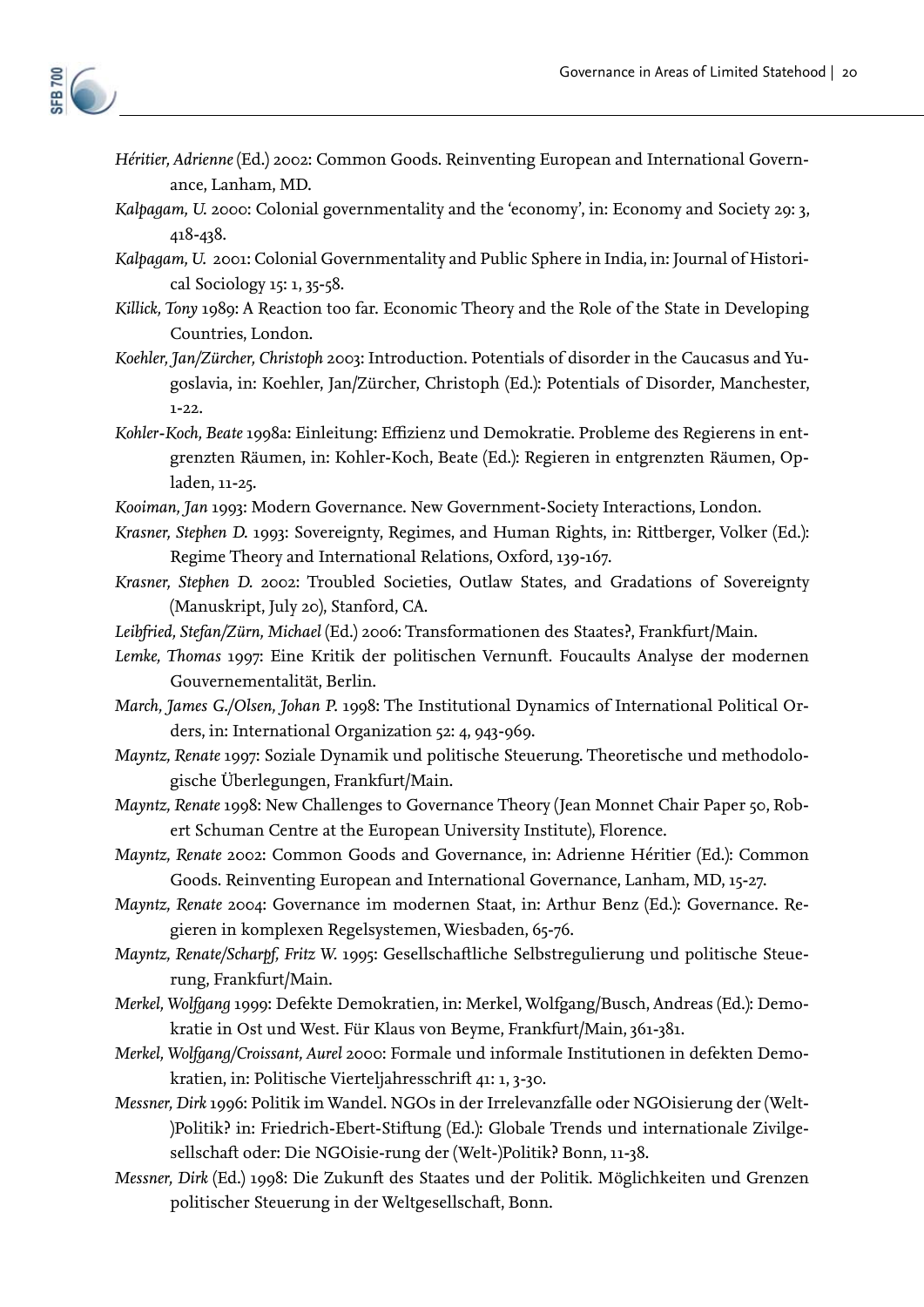*Héritier, Adrienne* (Ed.) 2002: Common Goods. Reinventing European and International Governance, Lanham, MD.

*Kalpagam, U.* 2000: Colonial governmentality and the 'economy', in: Economy and Society 29: 3, 418-438.

*Kalpagam, U.* 2001: Colonial Governmentality and Public Sphere in India, in: Journal of Historical Sociology 15: 1, 35-58.

*Killick, Tony* 1989: A Reaction too far. Economic Theory and the Role of the State in Developing Countries, London.

*Koehler, Jan/Zürcher, Christoph* 2003: Introduction. Potentials of disorder in the Caucasus and Yugoslavia, in: Koehler, Jan/Zürcher, Christoph (Ed.): Potentials of Disorder, Manchester, 1-22.

*Kohler-Koch, Beate* 1998a: Einleitung: Effizienz und Demokratie. Probleme des Regierens in entgrenzten Räumen, in: Kohler-Koch, Beate (Ed.): Regieren in entgrenzten Räumen, Opladen, 11-25.

*Kooiman, Jan* 1993: Modern Governance. New Government-Society Interactions, London.

*Krasner, Stephen D.* 1993: Sovereignty, Regimes, and Human Rights, in: Rittberger, Volker (Ed.): Regime Theory and International Relations, Oxford, 139-167.

*Krasner, Stephen D.* 2002: Troubled Societies, Outlaw States, and Gradations of Sovereignty (Manuskript, July 20), Stanford, CA.

*Leibfried, Stefan/Zürn, Michael* (Ed.) 2006: Transformationen des Staates?, Frankfurt/Main.

*Lemke, Thomas* 1997: Eine Kritik der politischen Vernunft. Foucaults Analyse der modernen Gouvernementalität, Berlin.

*March, James G./Olsen, Johan P.* 1998: The Institutional Dynamics of International Political Orders, in: International Organization 52: 4, 943-969.

*Mayntz, Renate* 1997: Soziale Dynamik und politische Steuerung. Theoretische und methodologische Überlegungen, Frankfurt/Main.

*Mayntz, Renate* 1998: New Challenges to Governance Theory (Jean Monnet Chair Paper 50, Robert Schuman Centre at the European University Institute), Florence.

*Mayntz, Renate* 2002: Common Goods and Governance, in: Adrienne Héritier (Ed.): Common Goods. Reinventing European and International Governance, Lanham, MD, 15-27.

*Mayntz, Renate* 2004: Governance im modernen Staat, in: Arthur Benz (Ed.): Governance. Regieren in komplexen Regelsystemen, Wiesbaden, 65-76.

*Mayntz, Renate/Scharpf, Fritz W.* 1995: Gesellschaftliche Selbstregulierung und politische Steuerung, Frankfurt/Main.

*Merkel, Wolfgang* 1999: Defekte Demokratien, in: Merkel, Wolfgang/Busch, Andreas (Ed.): Demokratie in Ost und West. Für Klaus von Beyme, Frankfurt/Main, 361-381.

*Merkel, Wolfgang/Croissant, Aurel* 2000: Formale und informale Institutionen in defekten Demokratien, in: Politische Vierteljahresschrift 41: 1, 3-30.

*Messner, Dirk* 1996: Politik im Wandel. NGOs in der Irrelevanzfalle oder NGOisierung der (Welt-)Politik? in: Friedrich-Ebert-Stiftung (Ed.): Globale Trends und internationale Zivilgesellschaft oder: Die NGOisie-rung der (Welt-)Politik? Bonn, 11-38.

*Messner, Dirk* (Ed.) 1998: Die Zukunft des Staates und der Politik. Möglichkeiten und Grenzen politischer Steuerung in der Weltgesellschaft, Bonn.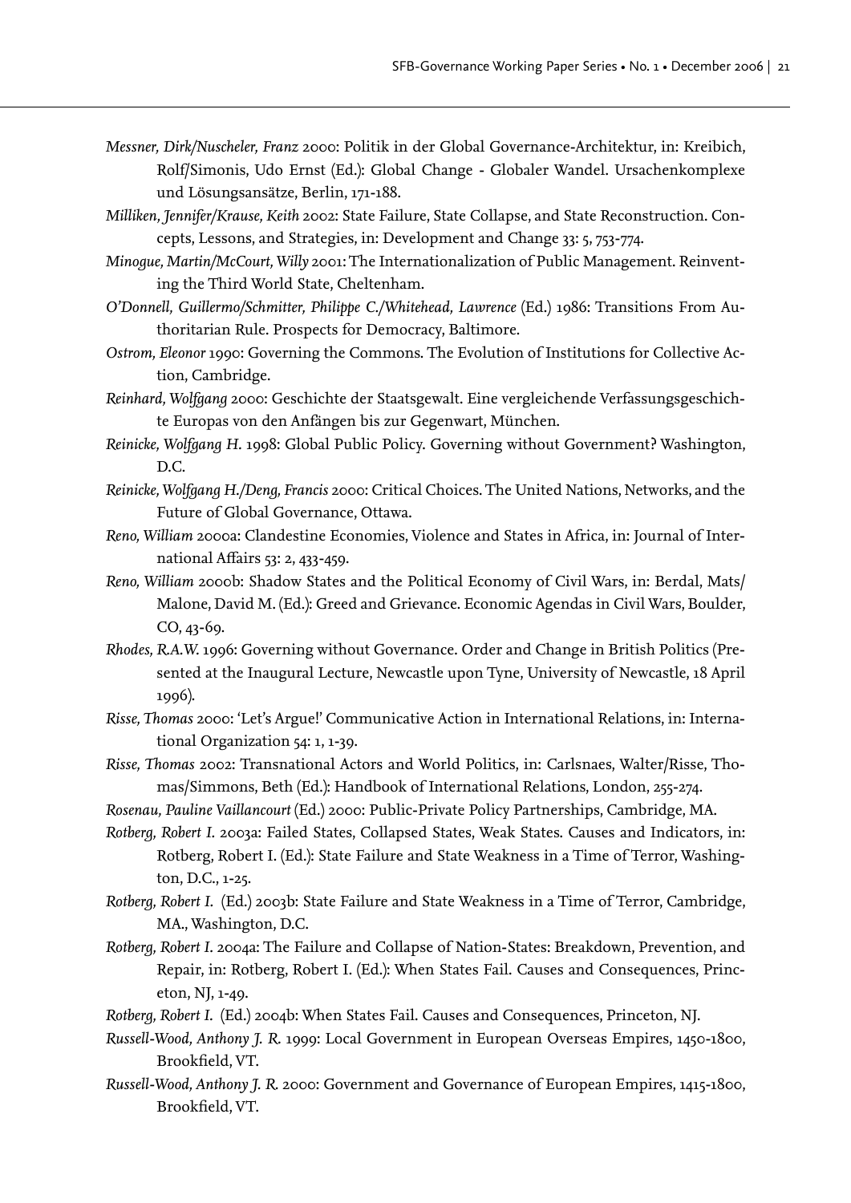*Messner, Dirk/Nuscheler, Franz* 2000: Politik in der Global Governance-Architektur, in: Kreibich, Rolf/Simonis, Udo Ernst (Ed.): Global Change - Globaler Wandel. Ursachenkomplexe und Lösungsansätze, Berlin, 171-188.

*Milliken, Jennifer/Krause, Keith* 2002: State Failure, State Collapse, and State Reconstruction. Concepts, Lessons, and Strategies, in: Development and Change 33: 5, 753-774.

*Minogue, Martin/McCourt, Willy* 2001: The Internationalization of Public Management. Reinventing the Third World State, Cheltenham.

*O'Donnell, Guillermo/Schmitter, Philippe C./Whitehead, Lawrence* (Ed.) 1986: Transitions From Authoritarian Rule. Prospects for Democracy, Baltimore.

*Ostrom, Eleonor* 1990: Governing the Commons. The Evolution of Institutions for Collective Action, Cambridge.

*Reinhard, Wolfgang* 2000: Geschichte der Staatsgewalt. Eine vergleichende Verfassungsgeschichte Europas von den Anfängen bis zur Gegenwart, München.

*Reinicke, Wolfgang H.* 1998: Global Public Policy. Governing without Government? Washington, D.C.

*Reinicke, Wolfgang H./Deng, Francis* 2000: Critical Choices. The United Nations, Networks, and the Future of Global Governance, Ottawa.

*Reno, William* 2000a: Clandestine Economies, Violence and States in Africa, in: Journal of International Affairs 53: 2, 433-459.

*Reno, William* 2000b: Shadow States and the Political Economy of Civil Wars, in: Berdal, Mats/ Malone, David M. (Ed.): Greed and Grievance. Economic Agendas in Civil Wars, Boulder, CO, 43-69.

*Rhodes, R.A.W.* 1996: Governing without Governance. Order and Change in British Politics (Presented at the Inaugural Lecture, Newcastle upon Tyne, University of Newcastle, 18 April 1996).

*Risse, Thomas* 2000: 'Let's Argue!' Communicative Action in International Relations, in: International Organization 54: 1, 1-39.

*Risse, Thomas* 2002: Transnational Actors and World Politics, in: Carlsnaes, Walter/Risse, Thomas/Simmons, Beth (Ed.): Handbook of International Relations, London, 255-274.

*Rosenau, Pauline Vaillancourt* (Ed.) 2000: Public-Private Policy Partnerships, Cambridge, MA.

*Rotberg, Robert I.* 2003a: Failed States, Collapsed States, Weak States. Causes and Indicators, in: Rotberg, Robert I. (Ed.): State Failure and State Weakness in a Time of Terror, Washington, D.C., 1-25.

*Rotberg, Robert I.* (Ed.) 2003b: State Failure and State Weakness in a Time of Terror, Cambridge, MA., Washington, D.C.

*Rotberg, Robert I.* 2004a: The Failure and Collapse of Nation-States: Breakdown, Prevention, and Repair, in: Rotberg, Robert I. (Ed.): When States Fail. Causes and Consequences, Princeton, NJ, 1-49.

*Rotberg, Robert I.* (Ed.) 2004b: When States Fail. Causes and Consequences, Princeton, NJ.

*Russell-Wood, Anthony J. R.* 1999: Local Government in European Overseas Empires, 1450-1800, Brookfield, VT.

*Russell-Wood, Anthony J. R.* 2000: Government and Governance of European Empires, 1415-1800, Brookfield, VT.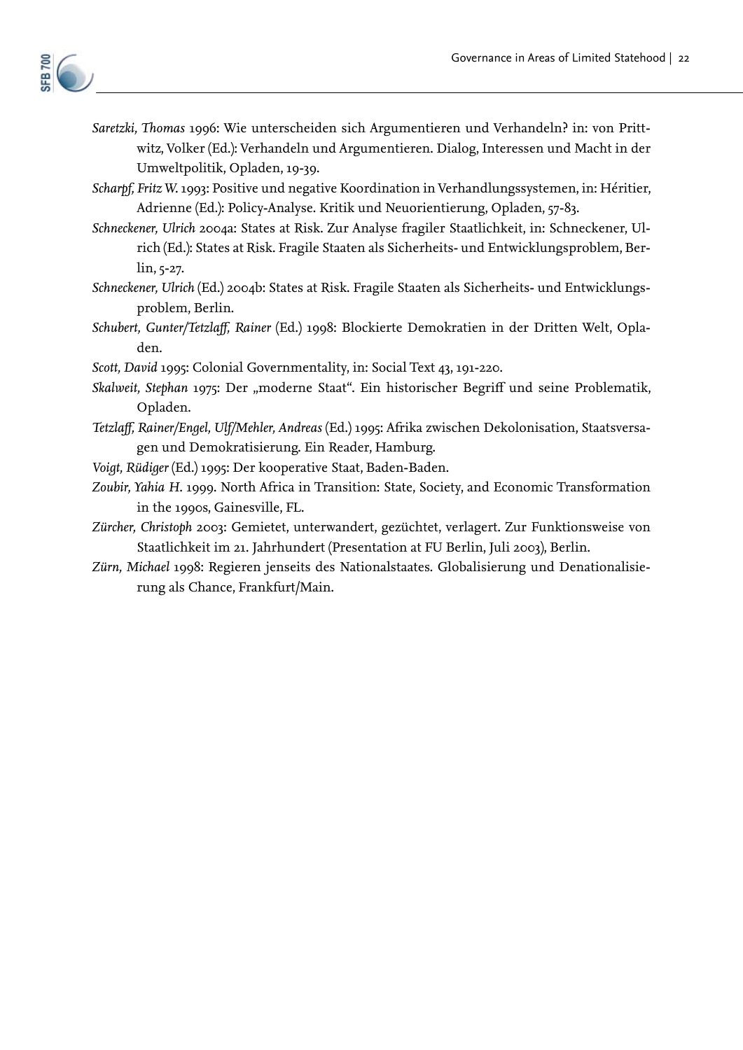*Saretzki, Thomas* 1996: Wie unterscheiden sich Argumentieren und Verhandeln? in: von Prittwitz, Volker (Ed.): Verhandeln und Argumentieren. Dialog, Interessen und Macht in der Umweltpolitik, Opladen, 19-39.

*Scharpf, Fritz W.* 1993: Positive und negative Koordination in Verhandlungssystemen, in: Héritier, Adrienne (Ed.): Policy-Analyse. Kritik und Neuorientierung, Opladen, 57-83.

*Schneckener, Ulrich* 2004a: States at Risk. Zur Analyse fragiler Staatlichkeit, in: Schneckener, Ulrich (Ed.): States at Risk. Fragile Staaten als Sicherheits- und Entwicklungsproblem, Berlin, 5-27.

*Schneckener, Ulrich* (Ed.) 2004b: States at Risk. Fragile Staaten als Sicherheits- und Entwicklungsproblem, Berlin.

*Schubert, Gunter/Tetzlaff, Rainer* (Ed.) 1998: Blockierte Demokratien in der Dritten Welt, Opladen.

*Scott, David* 1995: Colonial Governmentality, in: Social Text 43, 191-220.

*Skalweit, Stephan* 1975: Der „moderne Staat". Ein historischer Begriff und seine Problematik, Opladen.

*Tetzlaff, Rainer/Engel, Ulf/Mehler, Andreas* (Ed.) 1995: Afrika zwischen Dekolonisation, Staatsversagen und Demokratisierung. Ein Reader, Hamburg.

*Voigt, Rüdiger* (Ed.) 1995: Der kooperative Staat, Baden-Baden.

*Zoubir, Yahia H.* 1999. North Africa in Transition: State, Society, and Economic Transformation in the 1990s, Gainesville, FL.

*Zürcher, Christoph* 2003: Gemietet, unterwandert, gezüchtet, verlagert. Zur Funktionsweise von Staatlichkeit im 21. Jahrhundert (Presentation at FU Berlin, Juli 2003), Berlin.

*Zürn, Michael* 1998: Regieren jenseits des Nationalstaates. Globalisierung und Denationalisierung als Chance, Frankfurt/Main.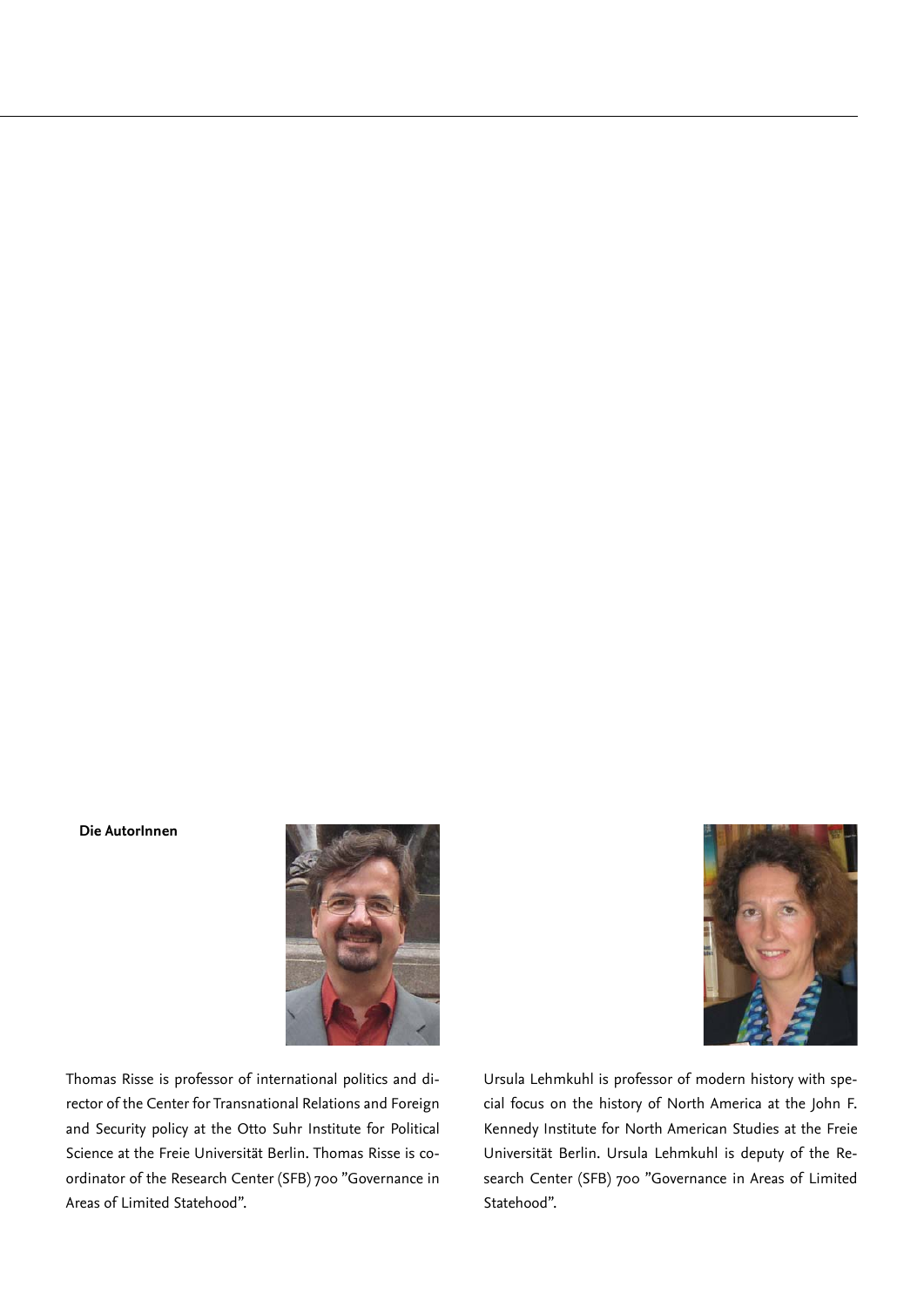**Die AutorInnen**

Thomas Risse is professor of international politics and director of the Center for Transnational Relations and Foreign and Security policy at the Otto Suhr Institute for Political Science at the Freie Universität Berlin. Thomas Risse is coordinator of the Research Center (SFB) 700 "Governance in Areas of Limited Statehood".

Ursula Lehmkuhl is professor of modern history with special focus on the history of North America at the John F. Kennedy Institute for North American Studies at the Freie Universität Berlin. Ursula Lehmkuhl is deputy of the Research Center (SFB) 700 "Governance in Areas of Limited Statehood".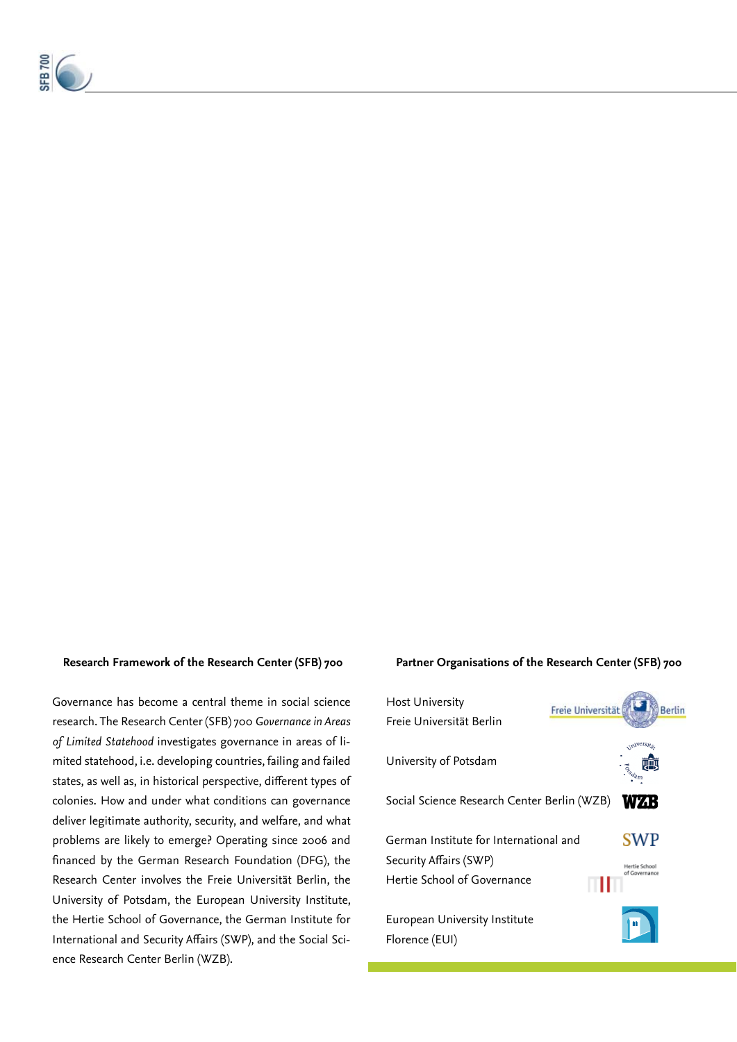## Research Framework of the Research Center (SFB) 700

Governance has become a central theme in social science research. The Research Center (SFB) 700 *Governance in Areas of Limited Statehood* investigates governance in areas of limited statehood, i.e. developing countries, failing and failed states, as well as, in historical perspective, different types of colonies. How and under what conditions can governance deliver legitimate authority, security, and welfare, and what problems are likely to emerge? Operating since 2006 and financed by the German Research Foundation (DFG), the Research Center involves the Freie Universität Berlin, the University of Potsdam, the European University Institute, the Hertie School of Governance, the German Institute for International and Security Affairs (SWP), and the Social Science Research Center Berlin (WZB).

## Partner Organisations of the Research Center (SFB) 700

Host University
Freie Universität Berlin

University of Potsdam

Social Science Research Center Berlin (WZB)

German Institute for International and Security Affairs (SWP)

Hertie School of Governance

European University Institute
Florence (EUI)